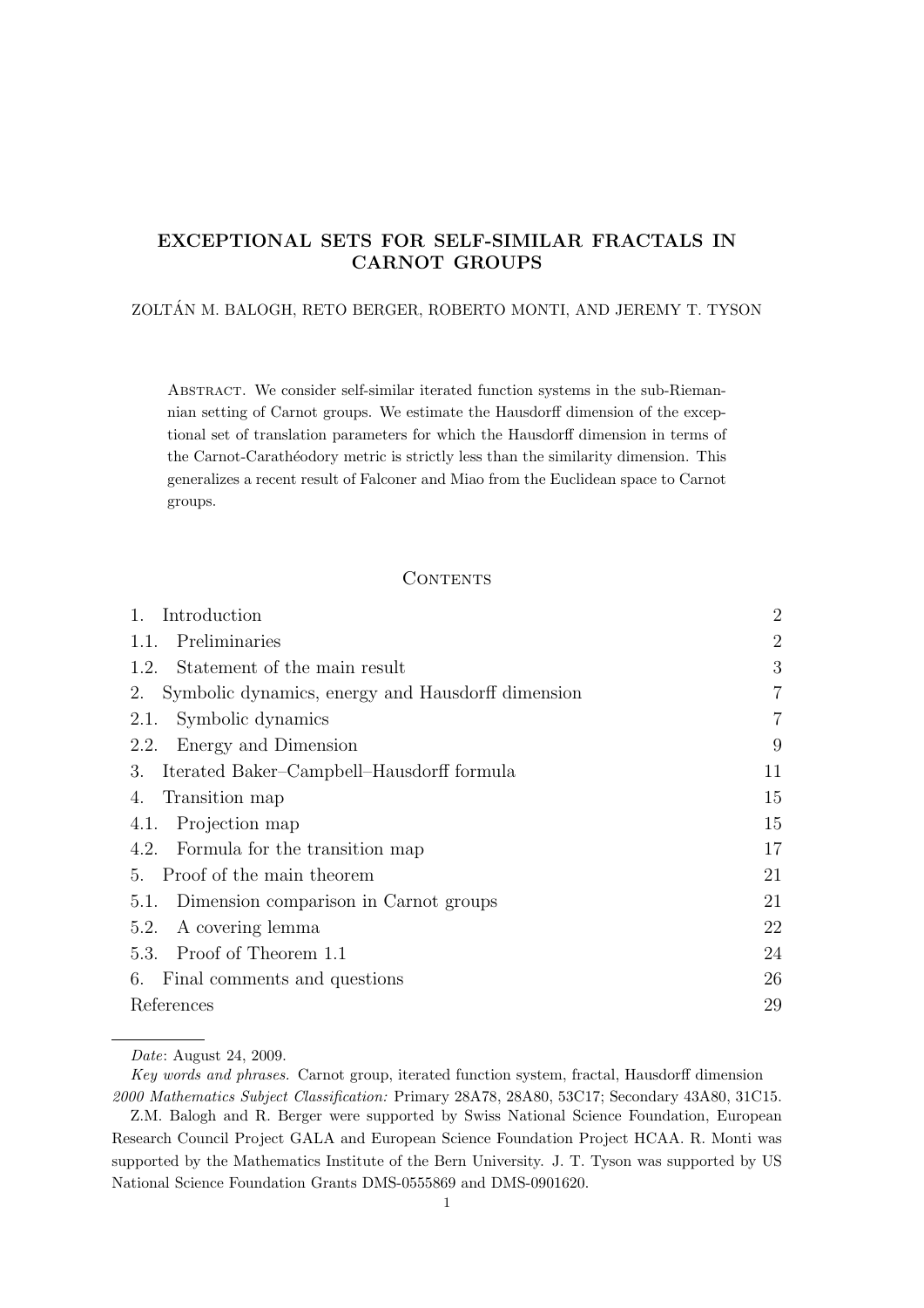# EXCEPTIONAL SETS FOR SELF-SIMILAR FRACTALS IN CARNOT GROUPS

ZOLTÁN M. BALOGH, RETO BERGER, ROBERTO MONTI, AND JEREMY T. TYSON

Abstract. We consider self-similar iterated function systems in the sub-Riemannian setting of Carnot groups. We estimate the Hausdorff dimension of the exceptional set of translation parameters for which the Hausdorff dimension in terms of the Carnot-Carathéodory metric is strictly less than the similarity dimension. This generalizes a recent result of Falconer and Miao from the Euclidean space to Carnot groups.

## Contents

| | |
|---|---|
| 1. Introduction | 2 |
| 1.1. Preliminaries | 2 |
| 1.2. Statement of the main result | 3 |
| 2. Symbolic dynamics, energy and Hausdorff dimension | 7 |
| 2.1. Symbolic dynamics | 7 |
| 2.2. Energy and Dimension | 9 |
| 3. Iterated Baker–Campbell–Hausdorff formula | 11 |
| 4. Transition map | 15 |
| 4.1. Projection map | 15 |
| 4.2. Formula for the transition map | 17 |
| 5. Proof of the main theorem | 21 |
| 5.1. Dimension comparison in Carnot groups | 21 |
| 5.2. A covering lemma | 22 |
| 5.3. Proof of Theorem 1.1 | 24 |
| 6. Final comments and questions | 26 |
| References | 29 |

*Date*: August 24, 2009.

*Key words and phrases.* Carnot group, iterated function system, fractal, Hausdorff dimension

*2000 Mathematics Subject Classification:* Primary 28A78, 28A80, 53C17; Secondary 43A80, 31C15.

Z.M. Balogh and R. Berger were supported by Swiss National Science Foundation, European Research Council Project GALA and European Science Foundation Project HCAA. R. Monti was supported by the Mathematics Institute of the Bern University. J. T. Tyson was supported by US National Science Foundation Grants DMS-0555869 and DMS-0901620.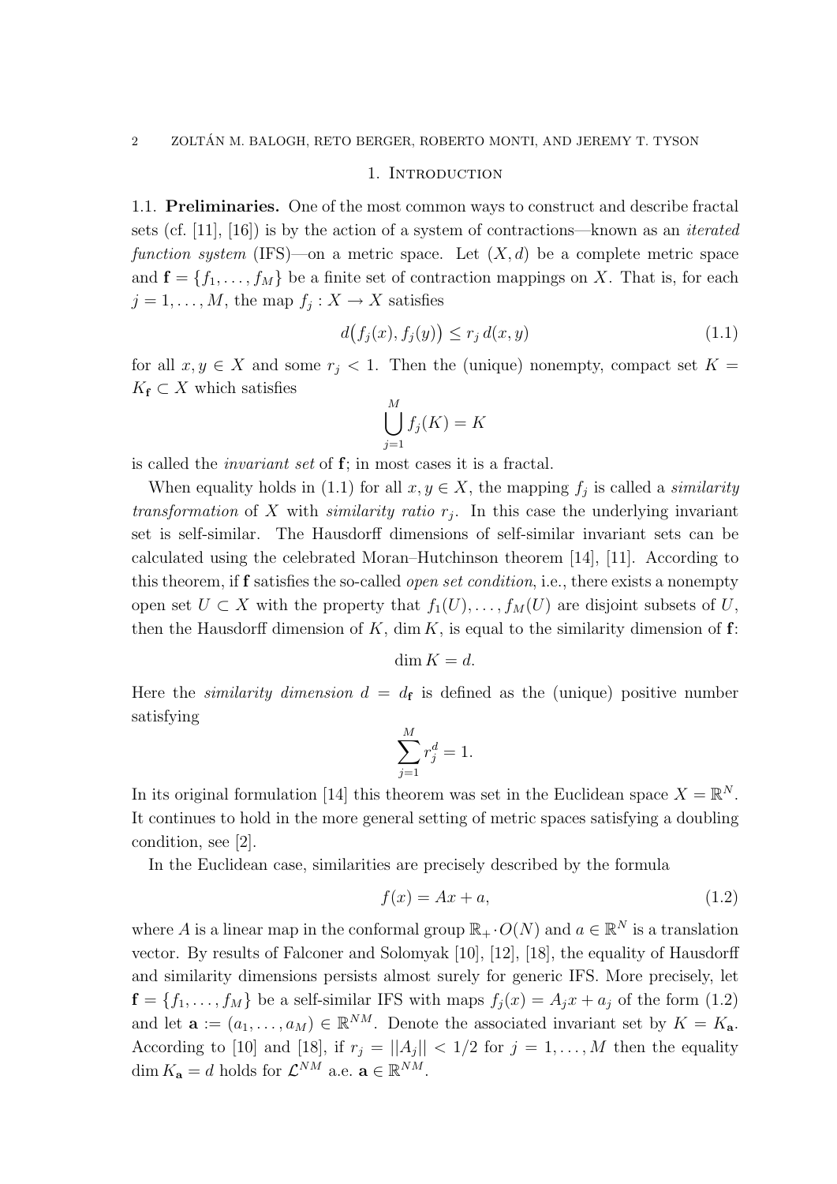## 1. Introduction

### 1.1. Preliminaries.

One of the most common ways to construct and describe fractal sets (cf. [11], [16]) is by the action of a system of contractions—known as an *iterated function system* (IFS)—on a metric space. Let $(X, d)$ be a complete metric space and $\mathbf{f} = \{f_1, \ldots, f_M\}$ be a finite set of contraction mappings on $X$. That is, for each $j = 1, \ldots, M$, the map $f_j : X \to X$ satisfies

$$d\big(f_j(x), f_j(y)\big) \le r_j \, d(x, y) \tag{1.1}$$

for all $x, y \in X$ and some $r_j < 1$. Then the (unique) nonempty, compact set $K = K_{\mathbf{f}} \subset X$ which satisfies

$$\bigcup_{j=1}^{M} f_j(K) = K$$

is called the *invariant set* of $\mathbf{f}$; in most cases it is a fractal.

When equality holds in (1.1) for all $x, y \in X$, the mapping $f_j$ is called a *similarity transformation* of $X$ with *similarity ratio* $r_j$. In this case the underlying invariant set is self-similar. The Hausdorff dimensions of self-similar invariant sets can be calculated using the celebrated Moran–Hutchinson theorem [14], [11]. According to this theorem, if $\mathbf{f}$ satisfies the so-called *open set condition*, i.e., there exists a nonempty open set $U \subset X$ with the property that $f_1(U), \ldots, f_M(U)$ are disjoint subsets of $U$, then the Hausdorff dimension of $K$, $\dim K$, is equal to the similarity dimension of $\mathbf{f}$:

$$\dim K = d.$$

Here the *similarity dimension* $d = d_{\mathbf{f}}$ is defined as the (unique) positive number satisfying

$$\sum_{j=1}^{M} r_j^d = 1.$$

In its original formulation [14] this theorem was set in the Euclidean space $X = \mathbb{R}^N$. It continues to hold in the more general setting of metric spaces satisfying a doubling condition, see [2].

In the Euclidean case, similarities are precisely described by the formula

$$f(x) = Ax + a, \tag{1.2}$$

where $A$ is a linear map in the conformal group $\mathbb{R}_+ \cdot O(N)$ and $a \in \mathbb{R}^N$ is a translation vector. By results of Falconer and Solomyak [10], [12], [18], the equality of Hausdorff and similarity dimensions persists almost surely for generic IFS. More precisely, let $\mathbf{f} = \{f_1, \ldots, f_M\}$ be a self-similar IFS with maps $f_j(x) = A_j x + a_j$ of the form (1.2) and let $\mathbf{a} := (a_1, \ldots, a_M) \in \mathbb{R}^{NM}$. Denote the associated invariant set by $K = K_{\mathbf{a}}$. According to [10] and [18], if $r_j = ||A_j|| < 1/2$ for $j = 1, \ldots, M$ then the equality $\dim K_{\mathbf{a}} = d$ holds for $\mathcal{L}^{NM}$ a.e. $\mathbf{a} \in \mathbb{R}^{NM}$.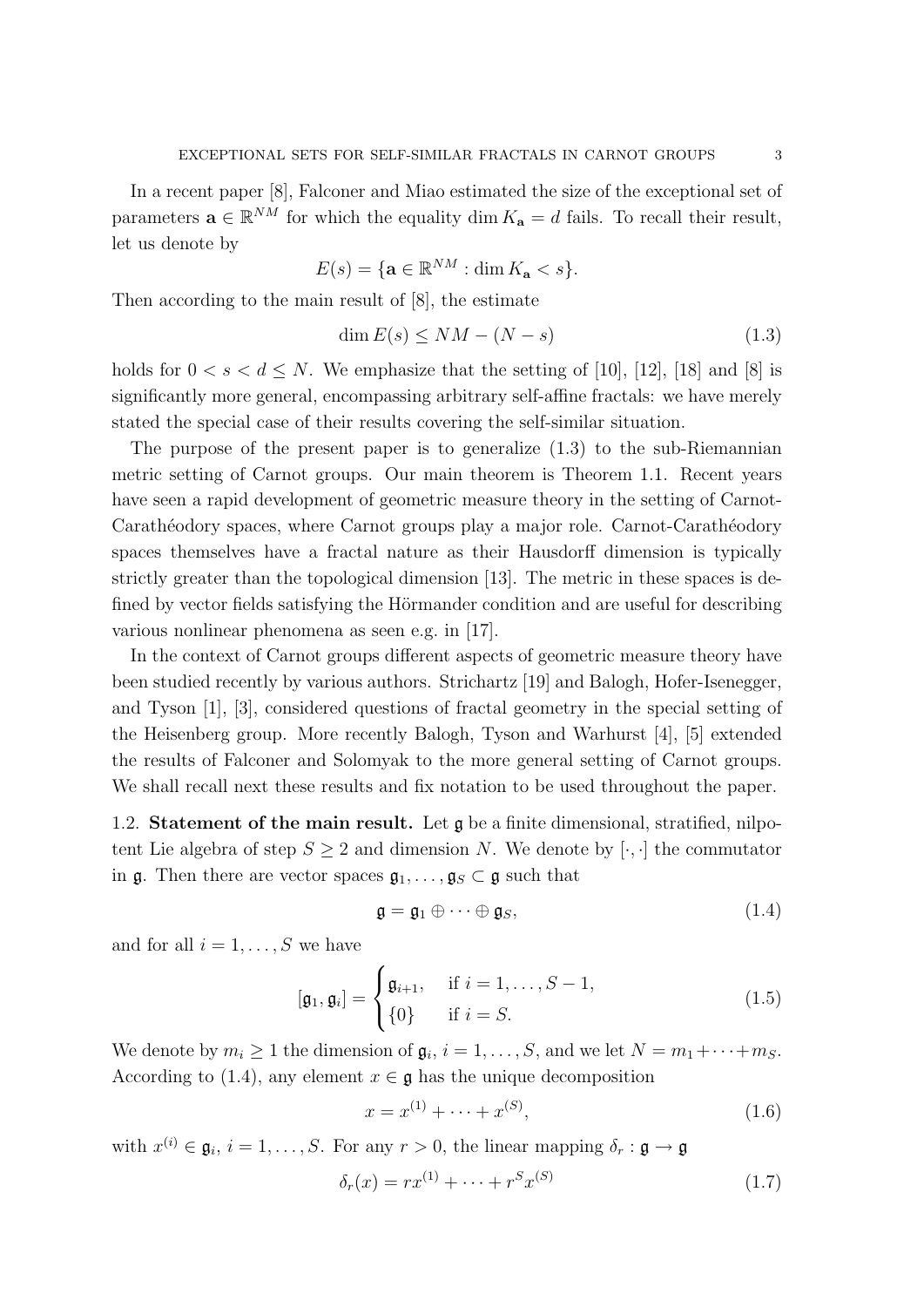In a recent paper [8], Falconer and Miao estimated the size of the exceptional set of parameters $\mathbf{a} \in \mathbb{R}^{NM}$ for which the equality $\dim K_{\mathbf{a}} = d$ fails. To recall their result, let us denote by

$$E(s) = \{\mathbf{a} \in \mathbb{R}^{NM} : \dim K_{\mathbf{a}} < s\}.$$

Then according to the main result of [8], the estimate

$$\dim E(s) \leq NM - (N - s) \tag{1.3}$$

holds for $0 < s < d \leq N$. We emphasize that the setting of [10], [12], [18] and [8] is significantly more general, encompassing arbitrary self-affine fractals: we have merely stated the special case of their results covering the self-similar situation.

The purpose of the present paper is to generalize (1.3) to the sub-Riemannian metric setting of Carnot groups. Our main theorem is Theorem 1.1. Recent years have seen a rapid development of geometric measure theory in the setting of Carnot-Carathéodory spaces, where Carnot groups play a major role. Carnot-Carathéodory spaces themselves have a fractal nature as their Hausdorff dimension is typically strictly greater than the topological dimension [13]. The metric in these spaces is defined by vector fields satisfying the Hörmander condition and are useful for describing various nonlinear phenomena as seen e.g. in [17].

In the context of Carnot groups different aspects of geometric measure theory have been studied recently by various authors. Strichartz [19] and Balogh, Hofer-Isenegger, and Tyson [1], [3], considered questions of fractal geometry in the special setting of the Heisenberg group. More recently Balogh, Tyson and Warhurst [4], [5] extended the results of Falconer and Solomyak to the more general setting of Carnot groups. We shall recall next these results and fix notation to be used throughout the paper.

### 1.2. Statement of the main result.

Let $\mathfrak{g}$ be a finite dimensional, stratified, nilpotent Lie algebra of step $S \geq 2$ and dimension $N$. We denote by $[\cdot,\cdot]$ the commutator in $\mathfrak{g}$. Then there are vector spaces $\mathfrak{g}_1, \dots, \mathfrak{g}_S \subset \mathfrak{g}$ such that

$$\mathfrak{g} = \mathfrak{g}_1 \oplus \cdots \oplus \mathfrak{g}_S, \tag{1.4}$$

and for all $i = 1, \dots, S$ we have

$$[\mathfrak{g}_1, \mathfrak{g}_i] = \begin{cases} \mathfrak{g}_{i+1}, & \text{if } i = 1, \dots, S-1, \\ \{0\} & \text{if } i = S. \end{cases} \tag{1.5}$$

We denote by $m_i \geq 1$ the dimension of $\mathfrak{g}_i$, $i = 1, \dots, S$, and we let $N = m_1 + \cdots + m_S$. According to (1.4), any element $x \in \mathfrak{g}$ has the unique decomposition

$$x = x^{(1)} + \cdots + x^{(S)}, \tag{1.6}$$

with $x^{(i)} \in \mathfrak{g}_i$, $i = 1, \dots, S$. For any $r > 0$, the linear mapping $\delta_r : \mathfrak{g} \to \mathfrak{g}$

$$\delta_r(x) = r x^{(1)} + \cdots + r^S x^{(S)} \tag{1.7}$$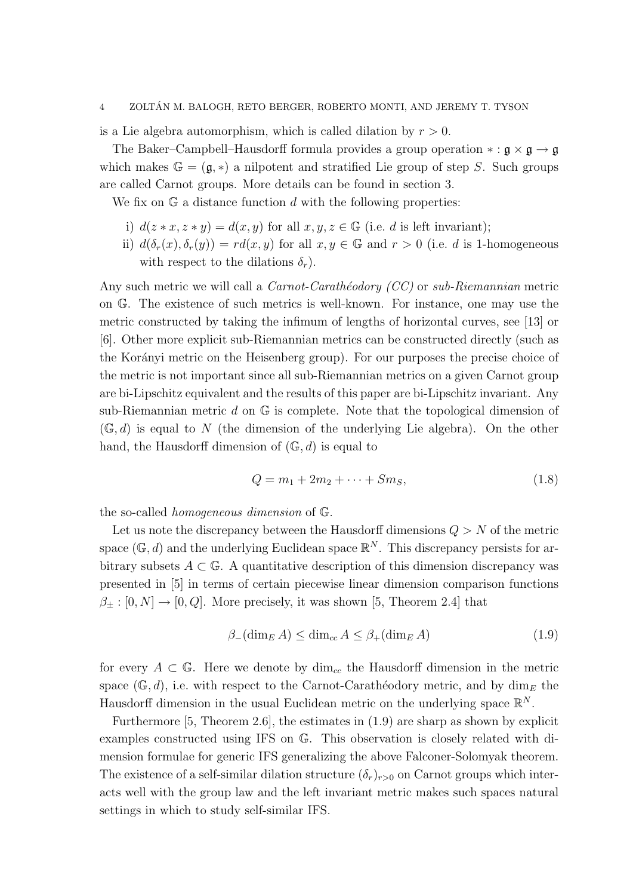is a Lie algebra automorphism, which is called dilation by $r > 0$.

The Baker–Campbell–Hausdorff formula provides a group operation $* : \mathfrak{g} \times \mathfrak{g} \to \mathfrak{g}$ which makes $\mathbb{G} = (\mathfrak{g}, *)$ a nilpotent and stratified Lie group of step $S$. Such groups are called Carnot groups. More details can be found in section 3.

We fix on $\mathbb{G}$ a distance function $d$ with the following properties:

i) $d(z * x, z * y) = d(x, y)$ for all $x, y, z \in \mathbb{G}$ (i.e. $d$ is left invariant);
ii) $d(\delta_r(x), \delta_r(y)) = rd(x, y)$ for all $x, y \in \mathbb{G}$ and $r > 0$ (i.e. $d$ is 1-homogeneous with respect to the dilations $\delta_r$).

Any such metric we will call a *Carnot-Carathéodory (CC)* or *sub-Riemannian* metric on $\mathbb{G}$. The existence of such metrics is well-known. For instance, one may use the metric constructed by taking the infimum of lengths of horizontal curves, see [13] or [6]. Other more explicit sub-Riemannian metrics can be constructed directly (such as the Korányi metric on the Heisenberg group). For our purposes the precise choice of the metric is not important since all sub-Riemannian metrics on a given Carnot group are bi-Lipschitz equivalent and the results of this paper are bi-Lipschitz invariant. Any sub-Riemannian metric $d$ on $\mathbb{G}$ is complete. Note that the topological dimension of $(\mathbb{G}, d)$ is equal to $N$ (the dimension of the underlying Lie algebra). On the other hand, the Hausdorff dimension of $(\mathbb{G}, d)$ is equal to

$$Q = m_1 + 2m_2 + \cdots + Sm_S, \tag{1.8}$$

the so-called *homogeneous dimension* of $\mathbb{G}$.

Let us note the discrepancy between the Hausdorff dimensions $Q > N$ of the metric space $(\mathbb{G}, d)$ and the underlying Euclidean space $\mathbb{R}^N$. This discrepancy persists for arbitrary subsets $A \subset \mathbb{G}$. A quantitative description of this dimension discrepancy was presented in [5] in terms of certain piecewise linear dimension comparison functions $\beta_\pm : [0, N] \to [0, Q]$. More precisely, it was shown [5, Theorem 2.4] that

$$\beta_-(\dim_E A) \le \dim_{cc} A \le \beta_+(\dim_E A) \tag{1.9}$$

for every $A \subset \mathbb{G}$. Here we denote by $\dim_{cc}$ the Hausdorff dimension in the metric space $(\mathbb{G}, d)$, i.e. with respect to the Carnot-Carathéodory metric, and by $\dim_E$ the Hausdorff dimension in the usual Euclidean metric on the underlying space $\mathbb{R}^N$.

Furthermore [5, Theorem 2.6], the estimates in (1.9) are sharp as shown by explicit examples constructed using IFS on $\mathbb{G}$. This observation is closely related with dimension formulae for generic IFS generalizing the above Falconer-Solomyak theorem. The existence of a self-similar dilation structure $(\delta_r)_{r>0}$ on Carnot groups which interacts well with the group law and the left invariant metric makes such spaces natural settings in which to study self-similar IFS.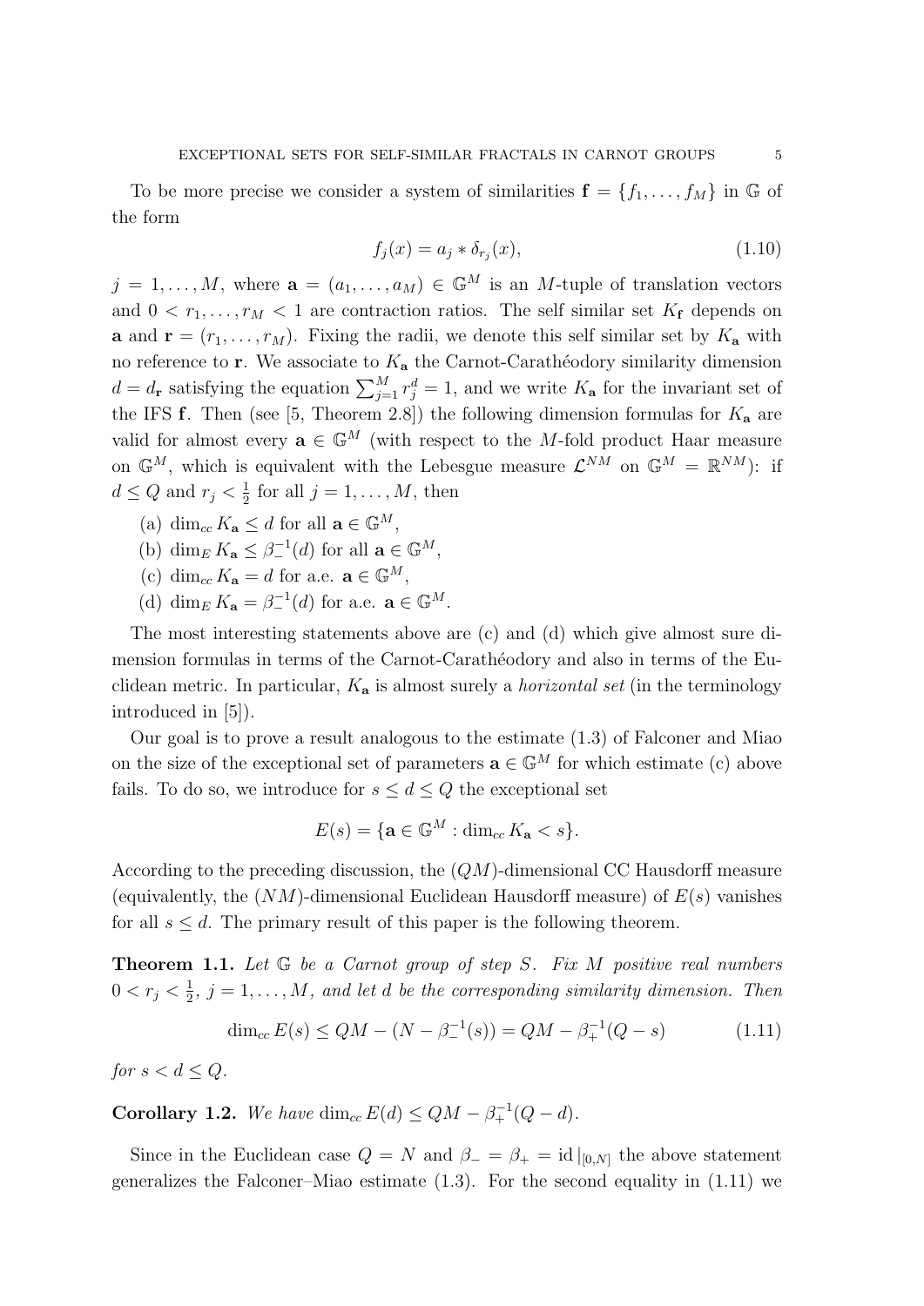To be more precise we consider a system of similarities $\mathbf{f} = \{f_1, \ldots, f_M\}$ in $\mathbb{G}$ of the form

$$f_j(x) = a_j * \delta_{r_j}(x), \tag{1.10}$$

$j = 1, \ldots, M$, where $\mathbf{a} = (a_1, \ldots, a_M) \in \mathbb{G}^M$ is an $M$-tuple of translation vectors and $0 < r_1, \ldots, r_M < 1$ are contraction ratios. The self similar set $K_{\mathbf{f}}$ depends on $\mathbf{a}$ and $\mathbf{r} = (r_1, \ldots, r_M)$. Fixing the radii, we denote this self similar set by $K_{\mathbf{a}}$ with no reference to $\mathbf{r}$. We associate to $K_{\mathbf{a}}$ the Carnot-Carathéodory similarity dimension $d = d_{\mathbf{r}}$ satisfying the equation $\sum_{j=1}^M r_j^d = 1$, and we write $K_{\mathbf{a}}$ for the invariant set of the IFS $\mathbf{f}$. Then (see [5, Theorem 2.8]) the following dimension formulas for $K_{\mathbf{a}}$ are valid for almost every $\mathbf{a} \in \mathbb{G}^M$ (with respect to the $M$-fold product Haar measure on $\mathbb{G}^M$, which is equivalent with the Lebesgue measure $\mathcal{L}^{NM}$ on $\mathbb{G}^M = \mathbb{R}^{NM}$): if $d \le Q$ and $r_j < \frac{1}{2}$ for all $j = 1, \ldots, M$, then

(a) $\dim_{cc} K_{\mathbf{a}} \le d$ for all $\mathbf{a} \in \mathbb{G}^M$,
(b) $\dim_E K_{\mathbf{a}} \le \beta_-^{-1}(d)$ for all $\mathbf{a} \in \mathbb{G}^M$,
(c) $\dim_{cc} K_{\mathbf{a}} = d$ for a.e. $\mathbf{a} \in \mathbb{G}^M$,
(d) $\dim_E K_{\mathbf{a}} = \beta_-^{-1}(d)$ for a.e. $\mathbf{a} \in \mathbb{G}^M$.

The most interesting statements above are (c) and (d) which give almost sure dimension formulas in terms of the Carnot-Carathéodory and also in terms of the Euclidean metric. In particular, $K_{\mathbf{a}}$ is almost surely a *horizontal set* (in the terminology introduced in [5]).

Our goal is to prove a result analogous to the estimate (1.3) of Falconer and Miao on the size of the exceptional set of parameters $\mathbf{a} \in \mathbb{G}^M$ for which estimate (c) above fails. To do so, we introduce for $s \le d \le Q$ the exceptional set

$$E(s) = \{\mathbf{a} \in \mathbb{G}^M : \dim_{cc} K_{\mathbf{a}} < s\}.$$

According to the preceding discussion, the $(QM)$-dimensional CC Hausdorff measure (equivalently, the $(NM)$-dimensional Euclidean Hausdorff measure) of $E(s)$ vanishes for all $s \le d$. The primary result of this paper is the following theorem.

**Theorem 1.1.** *Let $\mathbb{G}$ be a Carnot group of step $S$. Fix $M$ positive real numbers $0 < r_j < \frac{1}{2}$, $j = 1, \ldots, M$, and let $d$ be the corresponding similarity dimension. Then*

$$\dim_{cc} E(s) \le QM - (N - \beta_-^{-1}(s)) = QM - \beta_+^{-1}(Q - s) \tag{1.11}$$

*for $s < d \le Q$.*

**Corollary 1.2.** *We have $\dim_{cc} E(d) \le QM - \beta_+^{-1}(Q - d)$.*

Since in the Euclidean case $Q = N$ and $\beta_- = \beta_+ = \mathrm{id}|_{[0,N]}$ the above statement generalizes the Falconer–Miao estimate (1.3). For the second equality in (1.11) we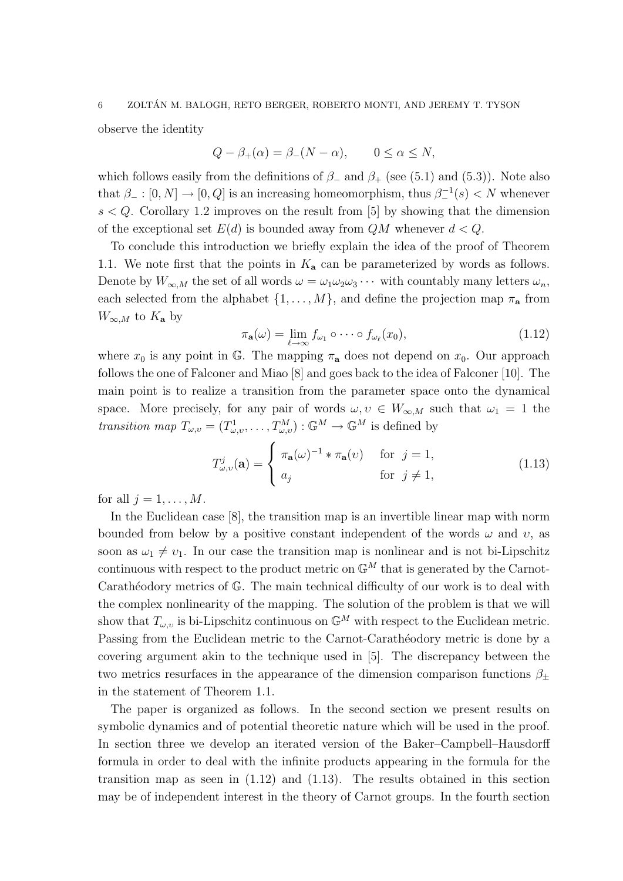observe the identity

$$Q - \beta_+(\alpha) = \beta_-(N - \alpha), \qquad 0 \le \alpha \le N,$$

which follows easily from the definitions of $\beta_-$ and $\beta_+$ (see (5.1) and (5.3)). Note also that $\beta_- : [0, N] \to [0, Q]$ is an increasing homeomorphism, thus $\beta_-^{-1}(s) < N$ whenever $s < Q$. Corollary 1.2 improves on the result from [5] by showing that the dimension of the exceptional set $E(d)$ is bounded away from $QM$ whenever $d < Q$.

To conclude this introduction we briefly explain the idea of the proof of Theorem 1.1. We note first that the points in $K_{\mathbf{a}}$ can be parameterized by words as follows. Denote by $W_{\infty,M}$ the set of all words $\omega = \omega_1\omega_2\omega_3\cdots$ with countably many letters $\omega_n$, each selected from the alphabet $\{1, \dots, M\}$, and define the projection map $\pi_{\mathbf{a}}$ from $W_{\infty,M}$ to $K_{\mathbf{a}}$ by

$$\pi_{\mathbf{a}}(\omega) = \lim_{\ell \to \infty} f_{\omega_1} \circ \cdots \circ f_{\omega_\ell}(x_0), \tag{1.12}$$

where $x_0$ is any point in $\mathbb{G}$. The mapping $\pi_{\mathbf{a}}$ does not depend on $x_0$. Our approach follows the one of Falconer and Miao [8] and goes back to the idea of Falconer [10]. The main point is to realize a transition from the parameter space onto the dynamical space. More precisely, for any pair of words $\omega, \upsilon \in W_{\infty,M}$ such that $\omega_1 = 1$ the *transition map* $T_{\omega,\upsilon} = (T^1_{\omega,\upsilon}, \dots, T^M_{\omega,\upsilon}) : \mathbb{G}^M \to \mathbb{G}^M$ is defined by

$$T^j_{\omega,\upsilon}(\mathbf{a}) = \begin{cases} \pi_{\mathbf{a}}(\omega)^{-1} * \pi_{\mathbf{a}}(\upsilon) & \text{for } j = 1, \\ a_j & \text{for } j \neq 1, \end{cases} \tag{1.13}$$

for all $j = 1, \dots, M$.

In the Euclidean case [8], the transition map is an invertible linear map with norm bounded from below by a positive constant independent of the words $\omega$ and $\upsilon$, as soon as $\omega_1 \neq \upsilon_1$. In our case the transition map is nonlinear and is not bi-Lipschitz continuous with respect to the product metric on $\mathbb{G}^M$ that is generated by the Carnot-Carathéodory metrics of $\mathbb{G}$. The main technical difficulty of our work is to deal with the complex nonlinearity of the mapping. The solution of the problem is that we will show that $T_{\omega,\upsilon}$ is bi-Lipschitz continuous on $\mathbb{G}^M$ with respect to the Euclidean metric. Passing from the Euclidean metric to the Carnot-Carathéodory metric is done by a covering argument akin to the technique used in [5]. The discrepancy between the two metrics resurfaces in the appearance of the dimension comparison functions $\beta_\pm$ in the statement of Theorem 1.1.

The paper is organized as follows. In the second section we present results on symbolic dynamics and of potential theoretic nature which will be used in the proof. In section three we develop an iterated version of the Baker–Campbell–Hausdorff formula in order to deal with the infinite products appearing in the formula for the transition map as seen in (1.12) and (1.13). The results obtained in this section may be of independent interest in the theory of Carnot groups. In the fourth section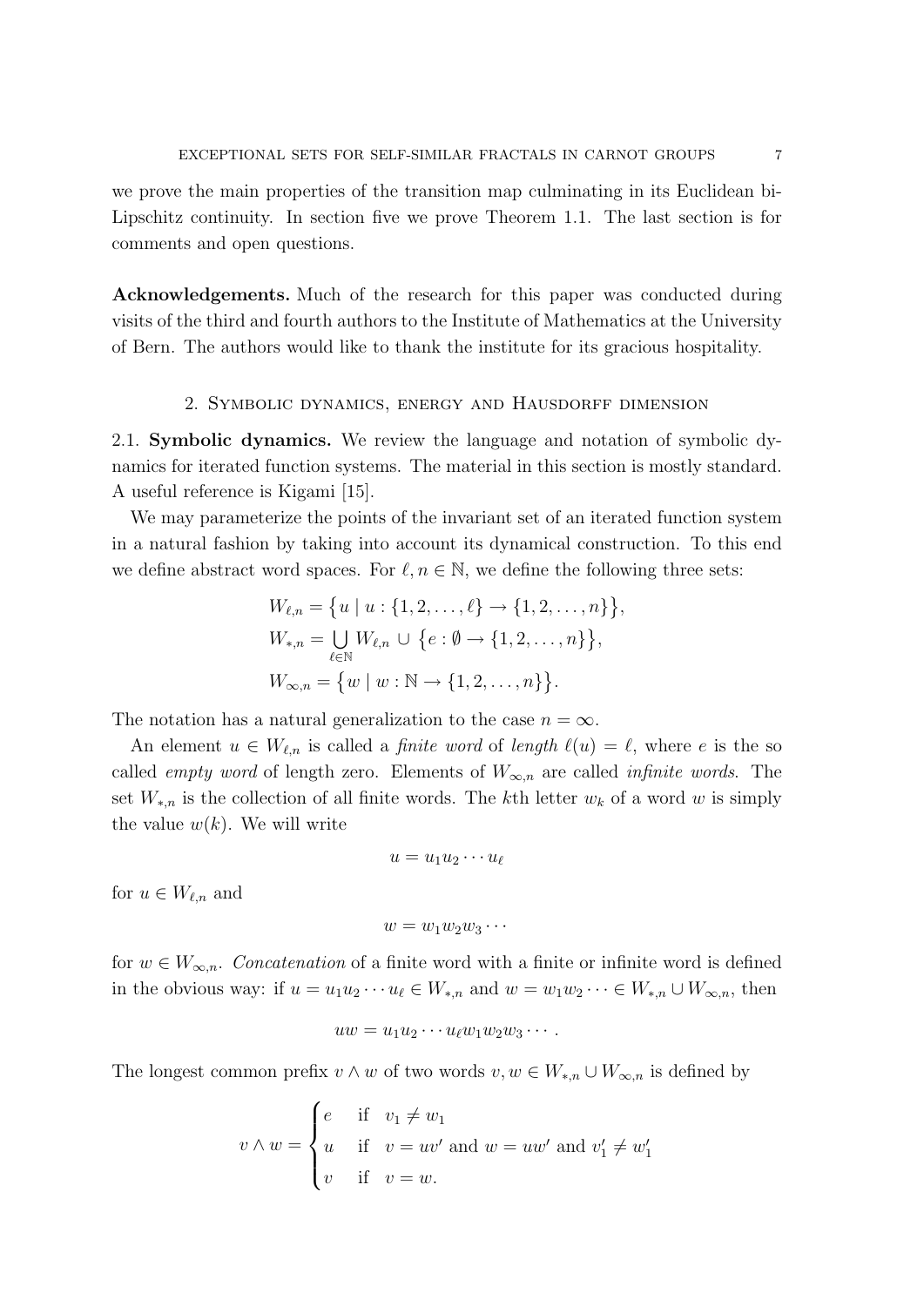we prove the main properties of the transition map culminating in its Euclidean bi-Lipschitz continuity. In section five we prove Theorem 1.1. The last section is for comments and open questions.

**Acknowledgements.** Much of the research for this paper was conducted during visits of the third and fourth authors to the Institute of Mathematics at the University of Bern. The authors would like to thank the institute for its gracious hospitality.

## 2. Symbolic dynamics, energy and Hausdorff dimension

### 2.1. Symbolic dynamics.

We review the language and notation of symbolic dynamics for iterated function systems. The material in this section is mostly standard. A useful reference is Kigami [15].

We may parameterize the points of the invariant set of an iterated function system in a natural fashion by taking into account its dynamical construction. To this end we define abstract word spaces. For $\ell, n \in \mathbb{N}$, we define the following three sets:

$$W_{\ell,n} = \big\{ u \mid u : \{1,2,\ldots,\ell\} \to \{1,2,\ldots,n\} \big\},$$
$$W_{*,n} = \bigcup_{\ell \in \mathbb{N}} W_{\ell,n} \cup \big\{ e : \emptyset \to \{1,2,\ldots,n\} \big\},$$
$$W_{\infty,n} = \big\{ w \mid w : \mathbb{N} \to \{1,2,\ldots,n\} \big\}.$$

The notation has a natural generalization to the case $n = \infty$.

An element $u \in W_{\ell,n}$ is called a *finite word* of *length* $\ell(u) = \ell$, where $e$ is the so called *empty word* of length zero. Elements of $W_{\infty,n}$ are called *infinite words*. The set $W_{*,n}$ is the collection of all finite words. The $k$th letter $w_k$ of a word $w$ is simply the value $w(k)$. We will write

$$u = u_1 u_2 \cdots u_\ell$$

for $u \in W_{\ell,n}$ and

$$w = w_1 w_2 w_3 \cdots$$

for $w \in W_{\infty,n}$. *Concatenation* of a finite word with a finite or infinite word is defined in the obvious way: if $u = u_1 u_2 \cdots u_\ell \in W_{*,n}$ and $w = w_1 w_2 \cdots \in W_{*,n} \cup W_{\infty,n}$, then

$$uw = u_1 u_2 \cdots u_\ell w_1 w_2 w_3 \cdots .$$

The longest common prefix $v \wedge w$ of two words $v, w \in W_{*,n} \cup W_{\infty,n}$ is defined by

$$v \wedge w = \begin{cases} e & \text{if} \quad v_1 \neq w_1 \\ u & \text{if} \quad v = uv' \text{ and } w = uw' \text{ and } v_1' \neq w_1' \\ v & \text{if} \quad v = w. \end{cases}$$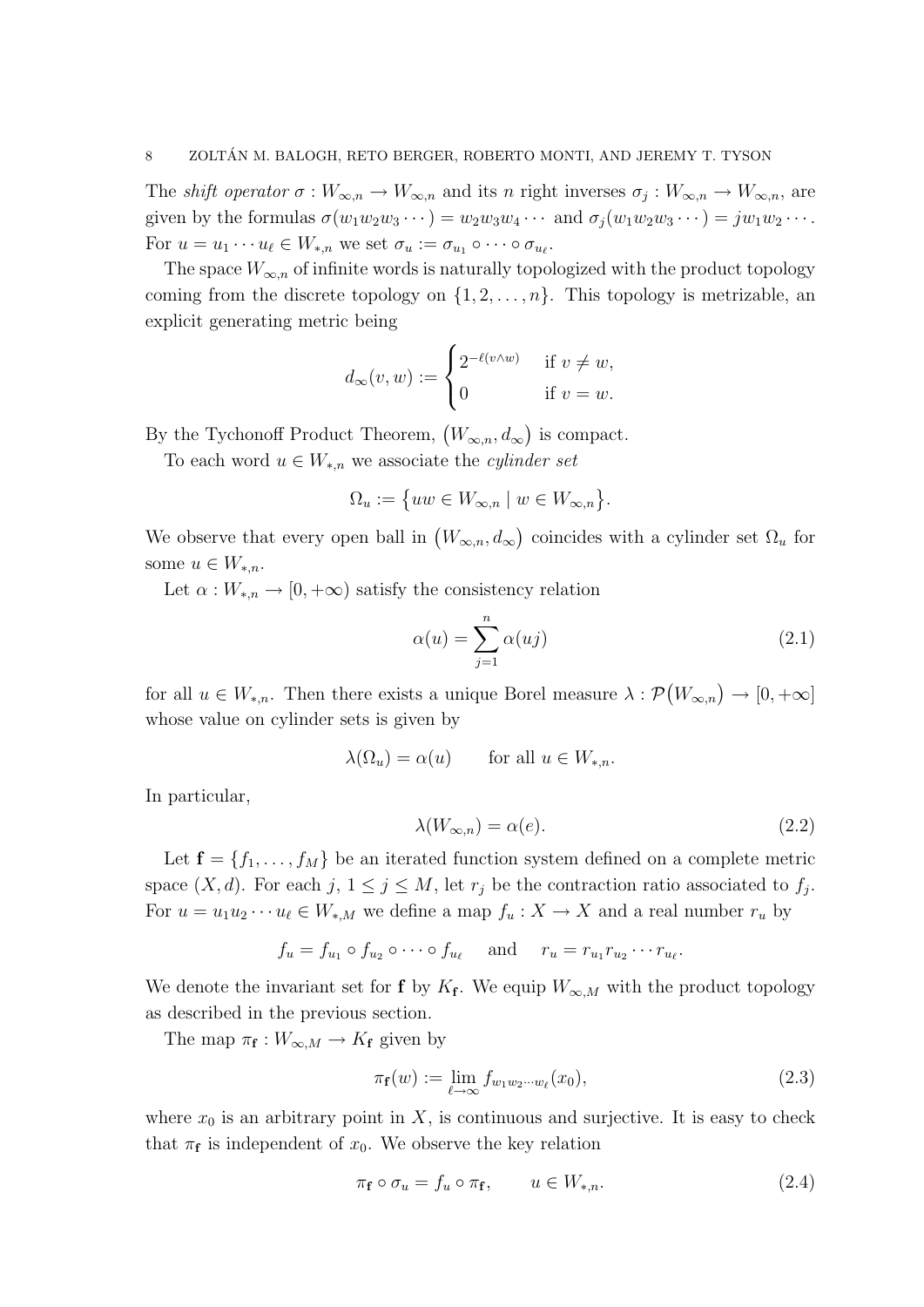The *shift operator* $\sigma : W_{\infty,n} \to W_{\infty,n}$ and its $n$ right inverses $\sigma_j : W_{\infty,n} \to W_{\infty,n}$, are given by the formulas $\sigma(w_1 w_2 w_3 \cdots) = w_2 w_3 w_4 \cdots$ and $\sigma_j(w_1 w_2 w_3 \cdots) = j w_1 w_2 \cdots$. For $u = u_1 \cdots u_\ell \in W_{*,n}$ we set $\sigma_u := \sigma_{u_1} \circ \cdots \circ \sigma_{u_\ell}$.

The space $W_{\infty,n}$ of infinite words is naturally topologized with the product topology coming from the discrete topology on $\{1, 2, \ldots, n\}$. This topology is metrizable, an explicit generating metric being

$$d_\infty(v, w) := \begin{cases} 2^{-\ell(v \wedge w)} & \text{if } v \neq w, \\ 0 & \text{if } v = w. \end{cases}$$

By the Tychonoff Product Theorem, $\big(W_{\infty,n}, d_\infty\big)$ is compact.

To each word $u \in W_{*,n}$ we associate the *cylinder set*

$$\Omega_u := \big\{ uw \in W_{\infty,n} \mid w \in W_{\infty,n} \big\}.$$

We observe that every open ball in $\big(W_{\infty,n}, d_\infty\big)$ coincides with a cylinder set $\Omega_u$ for some $u \in W_{*,n}$.

Let $\alpha : W_{*,n} \to [0, +\infty)$ satisfy the consistency relation

$$\alpha(u) = \sum_{j=1}^{n} \alpha(uj) \tag{2.1}$$

for all $u \in W_{*,n}$. Then there exists a unique Borel measure $\lambda : \mathcal{P}\big(W_{\infty,n}\big) \to [0, +\infty]$ whose value on cylinder sets is given by

$$\lambda(\Omega_u) = \alpha(u) \qquad \text{for all } u \in W_{*,n}.$$

In particular,

$$\lambda(W_{\infty,n}) = \alpha(e). \tag{2.2}$$

Let $\mathbf{f} = \{f_1, \ldots, f_M\}$ be an iterated function system defined on a complete metric space $(X, d)$. For each $j$, $1 \leq j \leq M$, let $r_j$ be the contraction ratio associated to $f_j$. For $u = u_1 u_2 \cdots u_\ell \in W_{*,M}$ we define a map $f_u : X \to X$ and a real number $r_u$ by

$$f_u = f_{u_1} \circ f_{u_2} \circ \cdots \circ f_{u_\ell} \quad \text{ and } \quad r_u = r_{u_1} r_{u_2} \cdots r_{u_\ell}.$$

We denote the invariant set for $\mathbf{f}$ by $K_{\mathbf{f}}$. We equip $W_{\infty,M}$ with the product topology as described in the previous section.

The map $\pi_{\mathbf{f}} : W_{\infty,M} \to K_{\mathbf{f}}$ given by

$$\pi_{\mathbf{f}}(w) := \lim_{\ell \to \infty} f_{w_1 w_2 \cdots w_\ell}(x_0), \tag{2.3}$$

where $x_0$ is an arbitrary point in $X$, is continuous and surjective. It is easy to check that $\pi_{\mathbf{f}}$ is independent of $x_0$. We observe the key relation

$$\pi_{\mathbf{f}} \circ \sigma_u = f_u \circ \pi_{\mathbf{f}}, \qquad u \in W_{*,n}. \tag{2.4}$$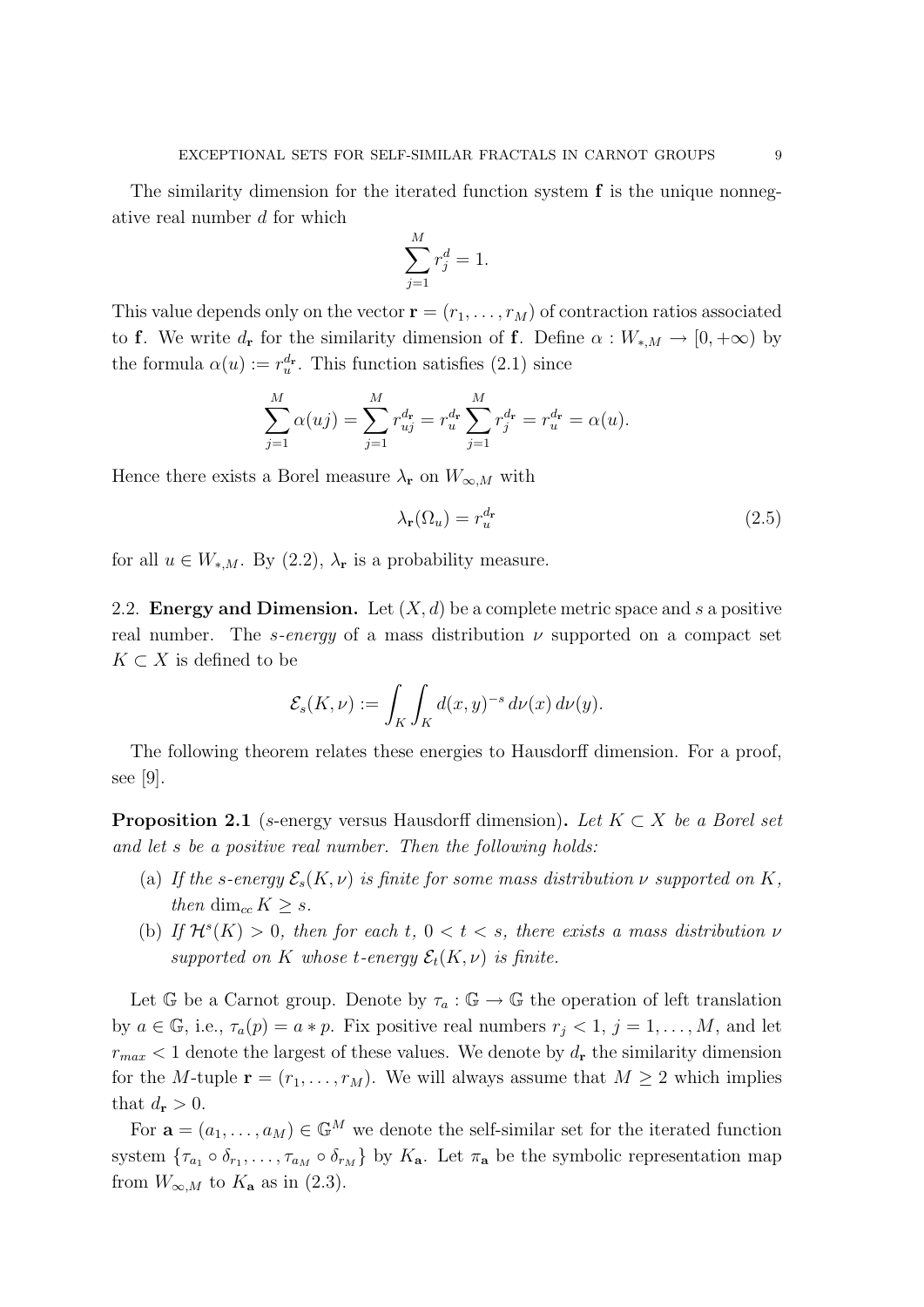The similarity dimension for the iterated function system $\mathbf{f}$ is the unique nonnegative real number $d$ for which

$$\sum_{j=1}^{M} r_j^d = 1.$$

This value depends only on the vector $\mathbf{r} = (r_1, \ldots, r_M)$ of contraction ratios associated to $\mathbf{f}$. We write $d_{\mathbf{r}}$ for the similarity dimension of $\mathbf{f}$. Define $\alpha : W_{*,M} \to [0, +\infty)$ by the formula $\alpha(u) := r_u^{d_{\mathbf{r}}}$. This function satisfies (2.1) since

$$\sum_{j=1}^{M} \alpha(uj) = \sum_{j=1}^{M} r_{uj}^{d_{\mathbf{r}}} = r_u^{d_{\mathbf{r}}} \sum_{j=1}^{M} r_j^{d_{\mathbf{r}}} = r_u^{d_{\mathbf{r}}} = \alpha(u).$$

Hence there exists a Borel measure $\lambda_{\mathbf{r}}$ on $W_{\infty,M}$ with

$$\lambda_{\mathbf{r}}(\Omega_u) = r_u^{d_{\mathbf{r}}} \tag{2.5}$$

for all $u \in W_{*,M}$. By (2.2), $\lambda_{\mathbf{r}}$ is a probability measure.

## 2.2. Energy and Dimension.

Let $(X, d)$ be a complete metric space and $s$ a positive real number. The *s-energy* of a mass distribution $\nu$ supported on a compact set $K \subset X$ is defined to be

$$\mathcal{E}_s(K, \nu) := \int_K \int_K d(x, y)^{-s} \, d\nu(x) \, d\nu(y).$$

The following theorem relates these energies to Hausdorff dimension. For a proof, see [9].

**Proposition 2.1** (*s*-energy versus Hausdorff dimension)**.** *Let $K \subset X$ be a Borel set and let $s$ be a positive real number. Then the following holds:*

(a) *If the s-energy $\mathcal{E}_s(K, \nu)$ is finite for some mass distribution $\nu$ supported on $K$, then $\dim_{cc} K \geq s$.*

(b) *If $\mathcal{H}^s(K) > 0$, then for each $t$, $0 < t < s$, there exists a mass distribution $\nu$ supported on $K$ whose $t$-energy $\mathcal{E}_t(K, \nu)$ is finite.*

Let $\mathbb{G}$ be a Carnot group. Denote by $\tau_a : \mathbb{G} \to \mathbb{G}$ the operation of left translation by $a \in \mathbb{G}$, i.e., $\tau_a(p) = a * p$. Fix positive real numbers $r_j < 1$, $j = 1, \ldots, M$, and let $r_{max} < 1$ denote the largest of these values. We denote by $d_{\mathbf{r}}$ the similarity dimension for the $M$-tuple $\mathbf{r} = (r_1, \ldots, r_M)$. We will always assume that $M \geq 2$ which implies that $d_{\mathbf{r}} > 0$.

For $\mathbf{a} = (a_1, \ldots, a_M) \in \mathbb{G}^M$ we denote the self-similar set for the iterated function system $\{\tau_{a_1} \circ \delta_{r_1}, \ldots, \tau_{a_M} \circ \delta_{r_M}\}$ by $K_{\mathbf{a}}$. Let $\pi_{\mathbf{a}}$ be the symbolic representation map from $W_{\infty,M}$ to $K_{\mathbf{a}}$ as in (2.3).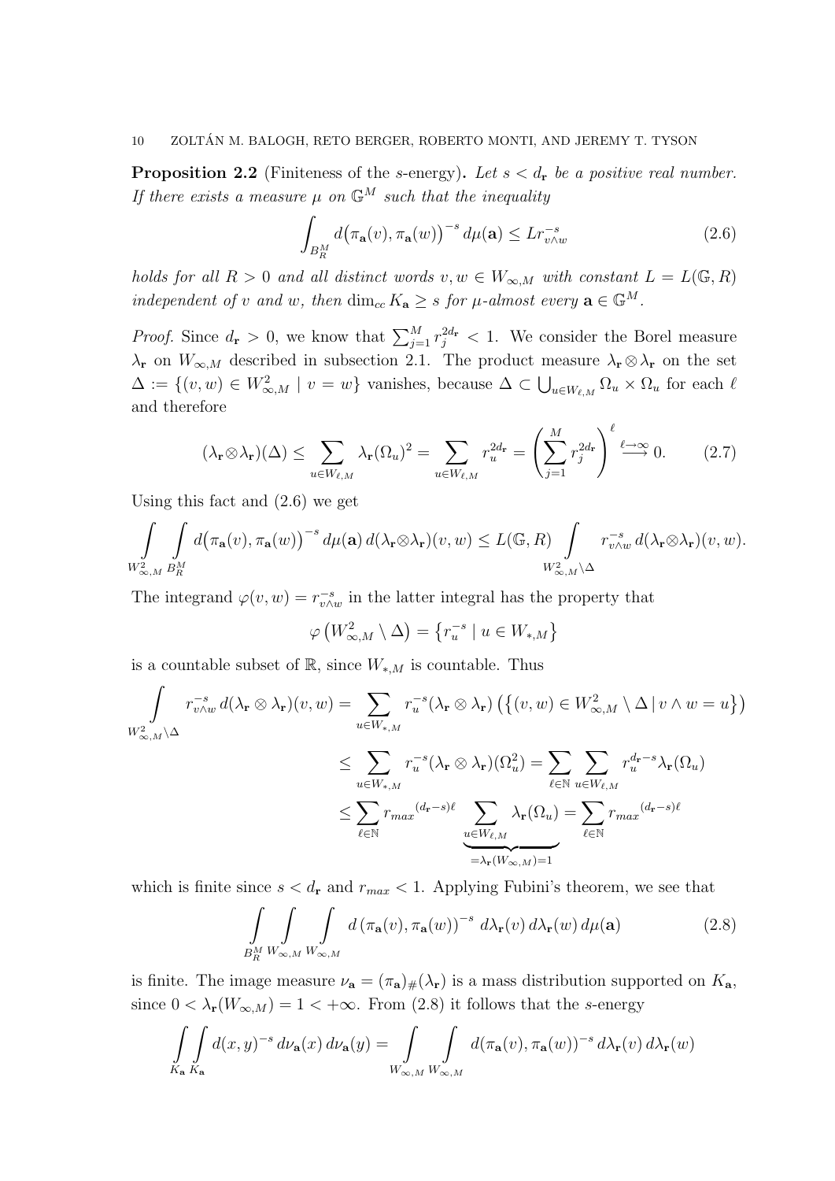**Proposition 2.2** (Finiteness of the $s$-energy)**.** *Let $s < d_{\mathbf{r}}$ be a positive real number. If there exists a measure $\mu$ on $\mathbb{G}^M$ such that the inequality*

$$\int_{B_R^M} d\big(\pi_{\mathbf{a}}(v), \pi_{\mathbf{a}}(w)\big)^{-s} \, d\mu(\mathbf{a}) \leq L r_{v\wedge w}^{-s} \tag{2.6}$$

*holds for all $R > 0$ and all distinct words $v, w \in W_{\infty,M}$ with constant $L = L(\mathbb{G}, R)$ independent of $v$ and $w$, then $\dim_{cc} K_{\mathbf{a}} \geq s$ for $\mu$-almost every $\mathbf{a} \in \mathbb{G}^M$.*

*Proof.* Since $d_{\mathbf{r}} > 0$, we know that $\sum_{j=1}^M r_j^{2d_{\mathbf{r}}} < 1$. We consider the Borel measure $\lambda_{\mathbf{r}}$ on $W_{\infty,M}$ described in subsection 2.1. The product measure $\lambda_{\mathbf{r}} \otimes \lambda_{\mathbf{r}}$ on the set $\Delta := \{(v, w) \in W_{\infty,M}^2 \mid v = w\}$ vanishes, because $\Delta \subset \bigcup_{u \in W_{\ell,M}} \Omega_u \times \Omega_u$ for each $\ell$ and therefore

$$(\lambda_{\mathbf{r}} \otimes \lambda_{\mathbf{r}})(\Delta) \leq \sum_{u \in W_{\ell,M}} \lambda_{\mathbf{r}}(\Omega_u)^2 = \sum_{u \in W_{\ell,M}} r_u^{2d_{\mathbf{r}}} = \left( \sum_{j=1}^M r_j^{2d_{\mathbf{r}}} \right)^{\ell} \overset{\ell \to \infty}{\longrightarrow} 0. \tag{2.7}$$

Using this fact and (2.6) we get

$$\int_{W_{\infty,M}^2} \int_{B_R^M} d\big(\pi_{\mathbf{a}}(v), \pi_{\mathbf{a}}(w)\big)^{-s} \, d\mu(\mathbf{a}) \, d(\lambda_{\mathbf{r}} \otimes \lambda_{\mathbf{r}})(v, w) \leq L(\mathbb{G}, R) \int_{W_{\infty,M}^2 \setminus \Delta} r_{v \wedge w}^{-s} \, d(\lambda_{\mathbf{r}} \otimes \lambda_{\mathbf{r}})(v, w).$$

The integrand $\varphi(v, w) = r_{v\wedge w}^{-s}$ in the latter integral has the property that

$$\varphi\left(W_{\infty,M}^2 \setminus \Delta\right) = \left\{ r_u^{-s} \mid u \in W_{*,M} \right\}$$

is a countable subset of $\mathbb{R}$, since $W_{*,M}$ is countable. Thus

$$\begin{aligned}
\int_{W_{\infty,M}^2 \setminus \Delta} r_{v\wedge w}^{-s} \, d(\lambda_{\mathbf{r}} \otimes \lambda_{\mathbf{r}})(v, w) &= \sum_{u \in W_{*,M}} r_u^{-s} (\lambda_{\mathbf{r}} \otimes \lambda_{\mathbf{r}}) \left( \left\{ (v, w) \in W_{\infty,M}^2 \setminus \Delta \,|\, v \wedge w = u \right\} \right) \\
&\leq \sum_{u \in W_{*,M}} r_u^{-s} (\lambda_{\mathbf{r}} \otimes \lambda_{\mathbf{r}})(\Omega_u^2) = \sum_{\ell \in \mathbb{N}} \sum_{u \in W_{\ell,M}} r_u^{d_{\mathbf{r}} - s} \lambda_{\mathbf{r}}(\Omega_u) \\
&\leq \sum_{\ell \in \mathbb{N}} {r_{max}}^{(d_{\mathbf{r}} - s)\ell} \underbrace{\sum_{u \in W_{\ell,M}} \lambda_{\mathbf{r}}(\Omega_u)}_{= \lambda_{\mathbf{r}}(W_{\infty,M}) = 1} = \sum_{\ell \in \mathbb{N}} {r_{max}}^{(d_{\mathbf{r}} - s)\ell}
\end{aligned}$$

which is finite since $s < d_{\mathbf{r}}$ and $r_{max} < 1$. Applying Fubini's theorem, we see that

$$\int_{B_R^M} \int_{W_{\infty,M}} \int_{W_{\infty,M}} d\left(\pi_{\mathbf{a}}(v), \pi_{\mathbf{a}}(w)\right)^{-s} \, d\lambda_{\mathbf{r}}(v) \, d\lambda_{\mathbf{r}}(w) \, d\mu(\mathbf{a}) \tag{2.8}$$

is finite. The image measure $\nu_{\mathbf{a}} = (\pi_{\mathbf{a}})_{\#}(\lambda_{\mathbf{r}})$ is a mass distribution supported on $K_{\mathbf{a}}$, since $0 < \lambda_{\mathbf{r}}(W_{\infty,M}) = 1 < +\infty$. From (2.8) it follows that the $s$-energy

$$\int_{K_{\mathbf{a}}} \int_{K_{\mathbf{a}}} d(x, y)^{-s} \, d\nu_{\mathbf{a}}(x) \, d\nu_{\mathbf{a}}(y) = \int_{W_{\infty,M}} \int_{W_{\infty,M}} d(\pi_{\mathbf{a}}(v), \pi_{\mathbf{a}}(w))^{-s} \, d\lambda_{\mathbf{r}}(v) \, d\lambda_{\mathbf{r}}(w)$$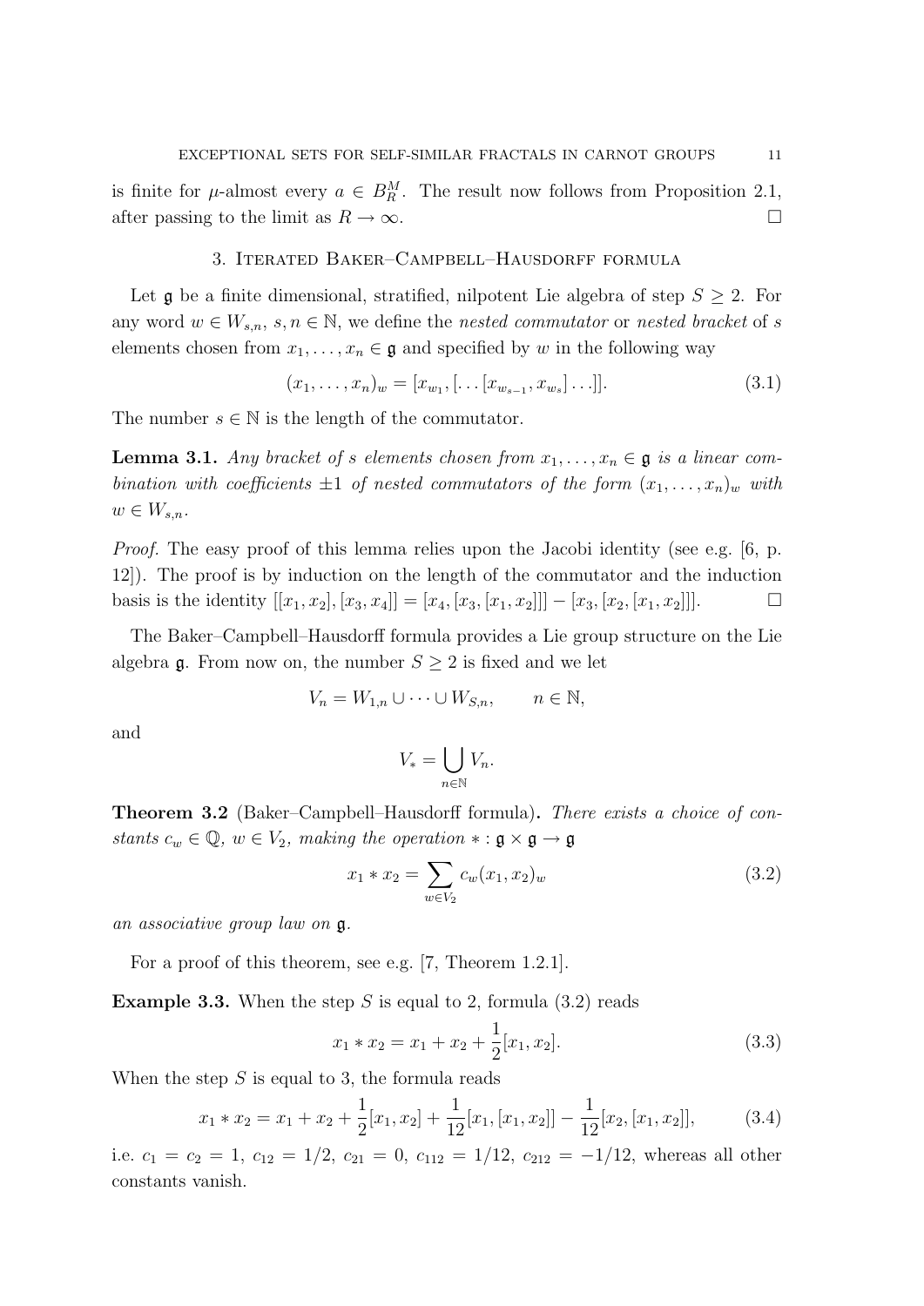is finite for $\mu$-almost every $a \in B_R^M$. The result now follows from Proposition 2.1, after passing to the limit as $R \to \infty$. $\square$

## 3. Iterated Baker–Campbell–Hausdorff formula

Let $\mathfrak{g}$ be a finite dimensional, stratified, nilpotent Lie algebra of step $S \geq 2$. For any word $w \in W_{s,n}$, $s, n \in \mathbb{N}$, we define the *nested commutator* or *nested bracket* of $s$ elements chosen from $x_1, \ldots, x_n \in \mathfrak{g}$ and specified by $w$ in the following way

$$(x_1, \ldots, x_n)_w = [x_{w_1}, [\ldots [x_{w_{s-1}}, x_{w_s}] \ldots]]. \tag{3.1}$$

The number $s \in \mathbb{N}$ is the length of the commutator.

**Lemma 3.1.** *Any bracket of $s$ elements chosen from $x_1, \ldots, x_n \in \mathfrak{g}$ is a linear combination with coefficients $\pm 1$ of nested commutators of the form $(x_1, \ldots, x_n)_w$ with $w \in W_{s,n}$.*

*Proof.* The easy proof of this lemma relies upon the Jacobi identity (see e.g. [6, p. 12]). The proof is by induction on the length of the commutator and the induction basis is the identity $[[x_1, x_2], [x_3, x_4]] = [x_4, [x_3, [x_1, x_2]]] - [x_3, [x_2, [x_1, x_2]]]$. $\square$

The Baker–Campbell–Hausdorff formula provides a Lie group structure on the Lie algebra $\mathfrak{g}$. From now on, the number $S \geq 2$ is fixed and we let

$$V_n = W_{1,n} \cup \cdots \cup W_{S,n}, \qquad n \in \mathbb{N},$$

and

$$V_* = \bigcup_{n \in \mathbb{N}} V_n.$$

**Theorem 3.2** (Baker–Campbell–Hausdorff formula)**.** *There exists a choice of constants $c_w \in \mathbb{Q}$, $w \in V_2$, making the operation $* : \mathfrak{g} \times \mathfrak{g} \to \mathfrak{g}$*

$$x_1 * x_2 = \sum_{w \in V_2} c_w (x_1, x_2)_w \tag{3.2}$$

*an associative group law on $\mathfrak{g}$.*

For a proof of this theorem, see e.g. [7, Theorem 1.2.1].

**Example 3.3.** When the step $S$ is equal to 2, formula (3.2) reads

$$x_1 * x_2 = x_1 + x_2 + \frac{1}{2}[x_1, x_2]. \tag{3.3}$$

When the step $S$ is equal to 3, the formula reads

$$x_1 * x_2 = x_1 + x_2 + \frac{1}{2}[x_1, x_2] + \frac{1}{12}[x_1, [x_1, x_2]] - \frac{1}{12}[x_2, [x_1, x_2]], \tag{3.4}$$

i.e. $c_1 = c_2 = 1$, $c_{12} = 1/2$, $c_{21} = 0$, $c_{112} = 1/12$, $c_{212} = -1/12$, whereas all other constants vanish.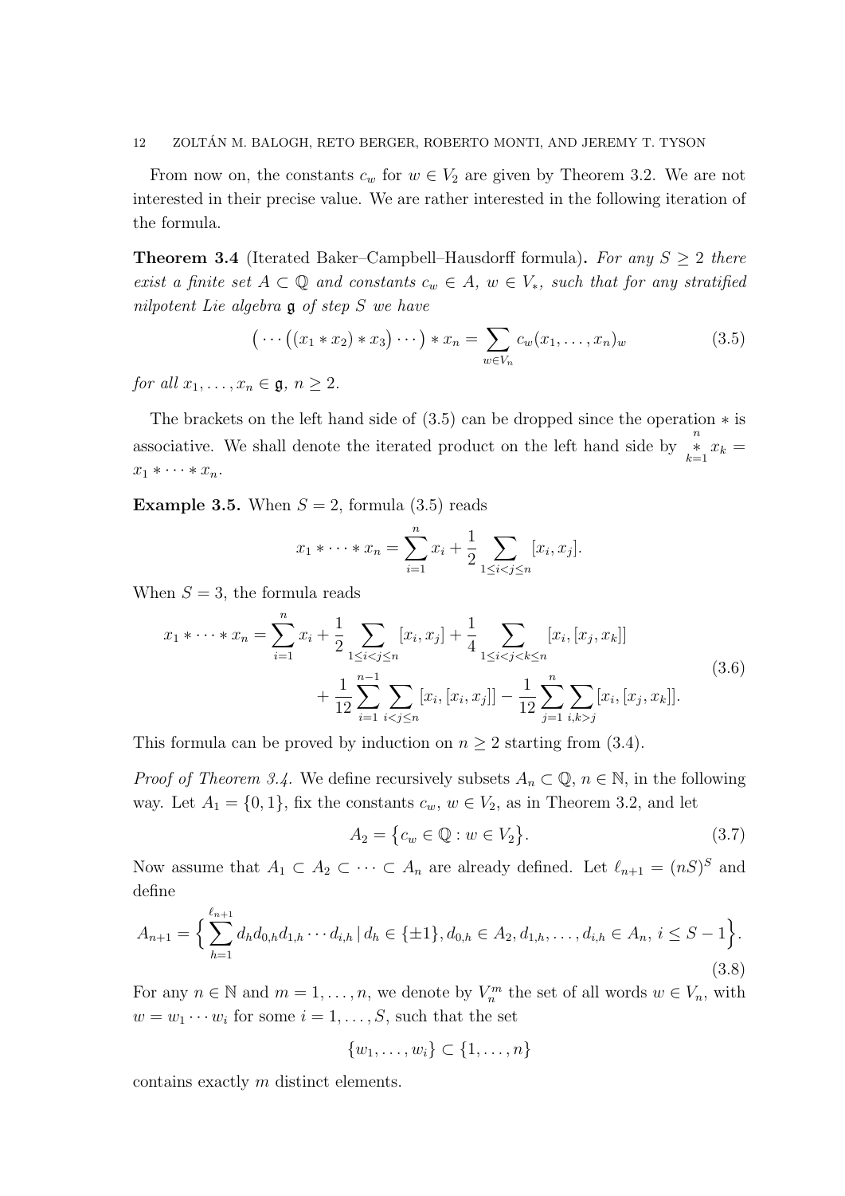From now on, the constants $c_w$ for $w \in V_2$ are given by Theorem 3.2. We are not interested in their precise value. We are rather interested in the following iteration of the formula.

**Theorem 3.4** (Iterated Baker–Campbell–Hausdorff formula)**.** *For any $S \geq 2$ there exist a finite set $A \subset \mathbb{Q}$ and constants $c_w \in A$, $w \in V_*$, such that for any stratified nilpotent Lie algebra $\mathfrak{g}$ of step $S$ we have*

$$\Big( \cdots \big( (x_1 * x_2) * x_3 \big) \cdots \Big) * x_n = \sum_{w \in V_n} c_w (x_1, \dots, x_n)_w \tag{3.5}$$

*for all $x_1, \dots, x_n \in \mathfrak{g}$, $n \geq 2$.*

The brackets on the left hand side of (3.5) can be dropped since the operation $*$ is associative. We shall denote the iterated product on the left hand side by $\mathop{*}\limits_{k=1}^{n} x_k = x_1 * \cdots * x_n$.

**Example 3.5.** When $S = 2$, formula (3.5) reads

$$x_1 * \cdots * x_n = \sum_{i=1}^{n} x_i + \frac{1}{2} \sum_{1 \leq i < j \leq n} [x_i, x_j].$$

When $S = 3$, the formula reads

$$\begin{aligned} x_1 * \cdots * x_n = \sum_{i=1}^{n} x_i + \frac{1}{2} \sum_{1 \leq i < j \leq n} [x_i, x_j] + \frac{1}{4} \sum_{1 \leq i < j < k \leq n} [x_i, [x_j, x_k]] \\ + \frac{1}{12} \sum_{i=1}^{n-1} \sum_{i < j \leq n} [x_i, [x_i, x_j]] - \frac{1}{12} \sum_{j=1}^{n} \sum_{i,k > j} [x_i, [x_j, x_k]]. \end{aligned} \tag{3.6}$$

This formula can be proved by induction on $n \geq 2$ starting from (3.4).

*Proof of Theorem 3.4.* We define recursively subsets $A_n \subset \mathbb{Q}$, $n \in \mathbb{N}$, in the following way. Let $A_1 = \{0, 1\}$, fix the constants $c_w$, $w \in V_2$, as in Theorem 3.2, and let

$$A_2 = \big\{ c_w \in \mathbb{Q} : w \in V_2 \big\}. \tag{3.7}$$

Now assume that $A_1 \subset A_2 \subset \cdots \subset A_n$ are already defined. Let $\ell_{n+1} = (nS)^S$ and define

$$A_{n+1} = \Big\{ \sum_{h=1}^{\ell_{n+1}} d_h d_{0,h} d_{1,h} \cdots d_{i,h} \,|\, d_h \in \{\pm 1\}, d_{0,h} \in A_2, d_{1,h}, \dots, d_{i,h} \in A_n,\ i \leq S - 1 \Big\}. \tag{3.8}$$

For any $n \in \mathbb{N}$ and $m = 1, \dots, n$, we denote by $V_n^m$ the set of all words $w \in V_n$, with $w = w_1 \cdots w_i$ for some $i = 1, \dots, S$, such that the set

$$\{w_1, \dots, w_i\} \subset \{1, \dots, n\}$$

contains exactly $m$ distinct elements.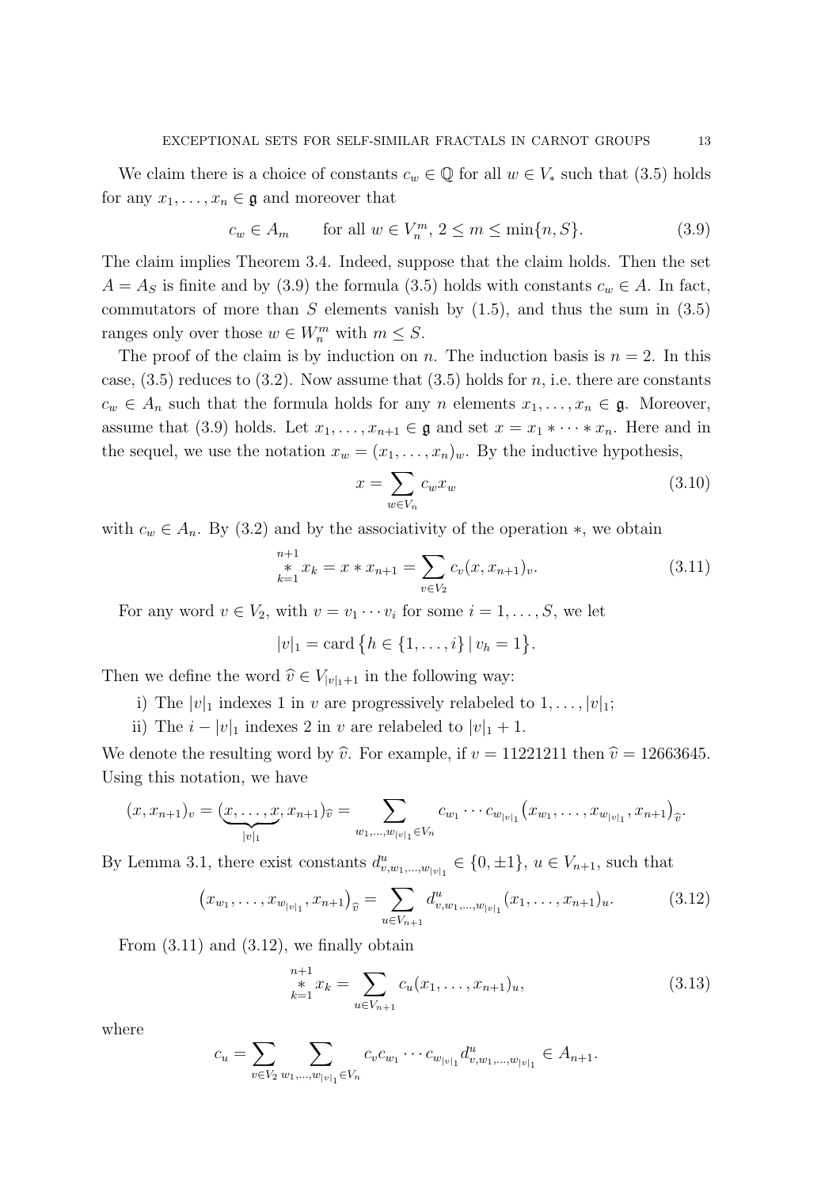We claim there is a choice of constants $c_w \in \mathbb{Q}$ for all $w \in V_*$ such that (3.5) holds for any $x_1, \dots, x_n \in \mathfrak{g}$ and moreover that

$$c_w \in A_m \qquad \text{for all } w \in V_n^m,\ 2 \leq m \leq \min\{n, S\}. \tag{3.9}$$

The claim implies Theorem 3.4. Indeed, suppose that the claim holds. Then the set $A = A_S$ is finite and by (3.9) the formula (3.5) holds with constants $c_w \in A$. In fact, commutators of more than $S$ elements vanish by (1.5), and thus the sum in (3.5) ranges only over those $w \in W_n^m$ with $m \leq S$.

The proof of the claim is by induction on $n$. The induction basis is $n = 2$. In this case, (3.5) reduces to (3.2). Now assume that (3.5) holds for $n$, i.e. there are constants $c_w \in A_n$ such that the formula holds for any $n$ elements $x_1, \dots, x_n \in \mathfrak{g}$. Moreover, assume that (3.9) holds. Let $x_1, \dots, x_{n+1} \in \mathfrak{g}$ and set $x = x_1 * \cdots * x_n$. Here and in the sequel, we use the notation $x_w = (x_1, \dots, x_n)_w$. By the inductive hypothesis,

$$x = \sum_{w \in V_n} c_w x_w \tag{3.10}$$

with $c_w \in A_n$. By (3.2) and by the associativity of the operation $*$, we obtain

$$\mathop{*}_{k=1}^{n+1} x_k = x * x_{n+1} = \sum_{v \in V_2} c_v (x, x_{n+1})_v. \tag{3.11}$$

For any word $v \in V_2$, with $v = v_1 \cdots v_i$ for some $i = 1, \dots, S$, we let

$$|v|_1 = \operatorname{card}\big\{h \in \{1, \dots, i\} \mid v_h = 1\big\}.$$

Then we define the word $\widehat{v} \in V_{|v|_1+1}$ in the following way:

i) The $|v|_1$ indexes 1 in $v$ are progressively relabeled to $1, \dots, |v|_1$;

ii) The $i - |v|_1$ indexes 2 in $v$ are relabeled to $|v|_1 + 1$.

We denote the resulting word by $\widehat{v}$. For example, if $v = 11221211$ then $\widehat{v} = 12663645$. Using this notation, we have

$$(x, x_{n+1})_v = (\underbrace{x, \dots, x}_{|v|_1}, x_{n+1})_{\widehat{v}} = \sum_{w_1, \dots, w_{|v|_1} \in V_n} c_{w_1} \cdots c_{w_{|v|_1}} \big(x_{w_1}, \dots, x_{w_{|v|_1}}, x_{n+1}\big)_{\widehat{v}}.$$

By Lemma 3.1, there exist constants $d^u_{v, w_1, \dots, w_{|v|_1}} \in \{0, \pm 1\}$, $u \in V_{n+1}$, such that

$$\big(x_{w_1}, \dots, x_{w_{|v|_1}}, x_{n+1}\big)_{\widehat{v}} = \sum_{u \in V_{n+1}} d^u_{v, w_1, \dots, w_{|v|_1}} (x_1, \dots, x_{n+1})_u. \tag{3.12}$$

From (3.11) and (3.12), we finally obtain

$$\mathop{*}_{k=1}^{n+1} x_k = \sum_{u \in V_{n+1}} c_u (x_1, \dots, x_{n+1})_u, \tag{3.13}$$

where

$$c_u = \sum_{v \in V_2} \sum_{w_1, \dots, w_{|v|_1} \in V_n} c_v c_{w_1} \cdots c_{w_{|v|_1}} d^u_{v, w_1, \dots, w_{|v|_1}} \in A_{n+1}.$$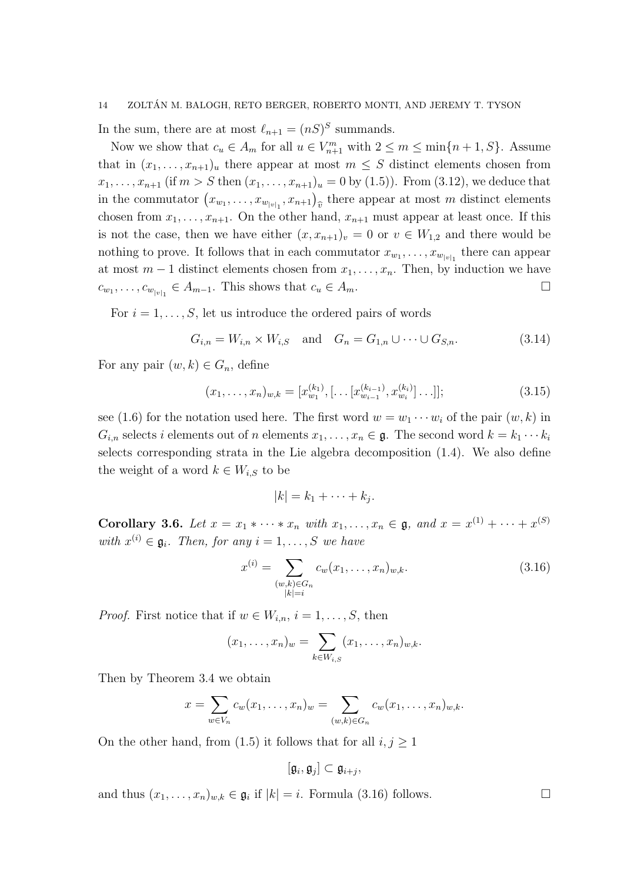In the sum, there are at most $\ell_{n+1} = (nS)^S$ summands.

Now we show that $c_u \in A_m$ for all $u \in V^m_{n+1}$ with $2 \le m \le \min\{n+1, S\}$. Assume that in $(x_1, \dots, x_{n+1})_u$ there appear at most $m \le S$ distinct elements chosen from $x_1, \dots, x_{n+1}$ (if $m > S$ then $(x_1, \dots, x_{n+1})_u = 0$ by (1.5)). From (3.12), we deduce that in the commutator $\big(x_{w_1}, \dots, x_{w_{|v|_1}}, x_{n+1}\big)_{\widehat{v}}$ there appear at most $m$ distinct elements chosen from $x_1, \dots, x_{n+1}$. On the other hand, $x_{n+1}$ must appear at least once. If this is not the case, then we have either $(x, x_{n+1})_v = 0$ or $v \in W_{1,2}$ and there would be nothing to prove. It follows that in each commutator $x_{w_1}, \dots, x_{w_{|v|_1}}$ there can appear at most $m-1$ distinct elements chosen from $x_1, \dots, x_n$. Then, by induction we have $c_{w_1}, \dots, c_{w_{|v|_1}} \in A_{m-1}$. This shows that $c_u \in A_m$. $\square$

For $i = 1, \dots, S$, let us introduce the ordered pairs of words

$$G_{i,n} = W_{i,n} \times W_{i,S} \quad \text{and} \quad G_n = G_{1,n} \cup \cdots \cup G_{S,n}. \tag{3.14}$$

For any pair $(w,k) \in G_n$, define

$$(x_1, \dots, x_n)_{w,k} = [x^{(k_1)}_{w_1}, [\dots [x^{(k_{i-1})}_{w_{i-1}}, x^{(k_i)}_{w_i}] \dots]]; \tag{3.15}$$

see (1.6) for the notation used here. The first word $w = w_1 \cdots w_i$ of the pair $(w,k)$ in $G_{i,n}$ selects $i$ elements out of $n$ elements $x_1, \dots, x_n \in \mathfrak{g}$. The second word $k = k_1 \cdots k_i$ selects corresponding strata in the Lie algebra decomposition (1.4). We also define the weight of a word $k \in W_{i,S}$ to be

$$|k| = k_1 + \cdots + k_j.$$

**Corollary 3.6.** *Let $x = x_1 * \cdots * x_n$ with $x_1, \dots, x_n \in \mathfrak{g}$, and $x = x^{(1)} + \cdots + x^{(S)}$ with $x^{(i)} \in \mathfrak{g}_i$. Then, for any $i = 1, \dots, S$ we have*

$$x^{(i)} = \sum_{\substack{(w,k) \in G_n \\ |k| = i}} c_w (x_1, \dots, x_n)_{w,k}. \tag{3.16}$$

*Proof.* First notice that if $w \in W_{i,n}$, $i = 1, \dots, S$, then

$$(x_1, \dots, x_n)_w = \sum_{k \in W_{i,S}} (x_1, \dots, x_n)_{w,k}.$$

Then by Theorem 3.4 we obtain

$$x = \sum_{w \in V_n} c_w (x_1, \dots, x_n)_w = \sum_{(w,k) \in G_n} c_w (x_1, \dots, x_n)_{w,k}.$$

On the other hand, from (1.5) it follows that for all $i, j \ge 1$

$$[\mathfrak{g}_i, \mathfrak{g}_j] \subset \mathfrak{g}_{i+j},$$

and thus $(x_1, \dots, x_n)_{w,k} \in \mathfrak{g}_i$ if $|k| = i$. Formula (3.16) follows. $\square$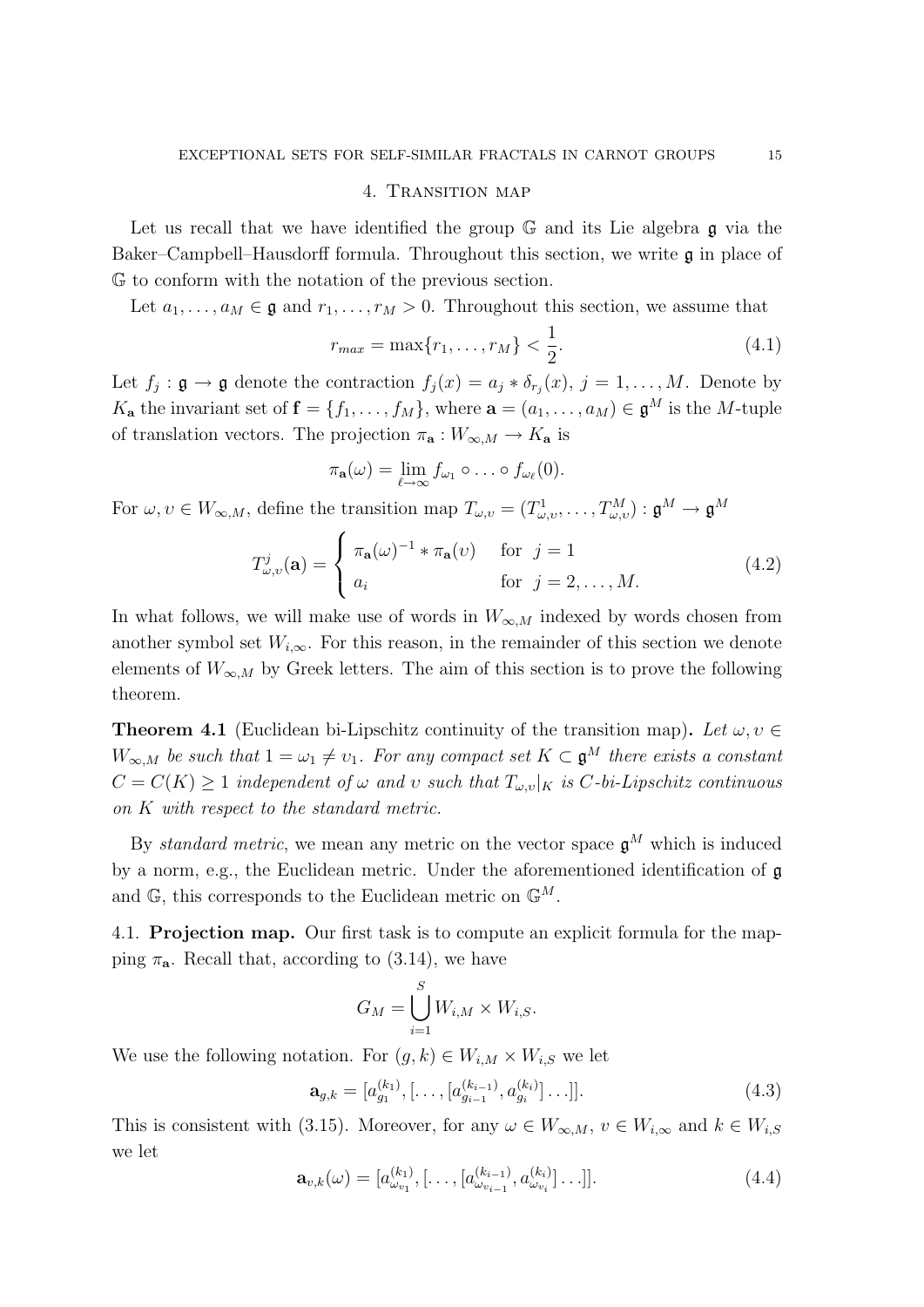## 4. Transition map

Let us recall that we have identified the group $\mathbb{G}$ and its Lie algebra $\mathfrak{g}$ via the Baker–Campbell–Hausdorff formula. Throughout this section, we write $\mathfrak{g}$ in place of $\mathbb{G}$ to conform with the notation of the previous section.

Let $a_1, \ldots, a_M \in \mathfrak{g}$ and $r_1, \ldots, r_M > 0$. Throughout this section, we assume that

$$r_{max} = \max\{r_1, \ldots, r_M\} < \frac{1}{2}. \tag{4.1}$$

Let $f_j : \mathfrak{g} \to \mathfrak{g}$ denote the contraction $f_j(x) = a_j * \delta_{r_j}(x)$, $j = 1, \ldots, M$. Denote by $K_{\mathbf{a}}$ the invariant set of $\mathbf{f} = \{f_1, \ldots, f_M\}$, where $\mathbf{a} = (a_1, \ldots, a_M) \in \mathfrak{g}^M$ is the $M$-tuple of translation vectors. The projection $\pi_{\mathbf{a}} : W_{\infty,M} \to K_{\mathbf{a}}$ is

$$\pi_{\mathbf{a}}(\omega) = \lim_{\ell \to \infty} f_{\omega_1} \circ \ldots \circ f_{\omega_\ell}(0).$$

For $\omega, \upsilon \in W_{\infty,M}$, define the transition map $T_{\omega,\upsilon} = (T^1_{\omega,\upsilon}, \ldots, T^M_{\omega,\upsilon}) : \mathfrak{g}^M \to \mathfrak{g}^M$

$$T^j_{\omega,\upsilon}(\mathbf{a}) = \begin{cases} \pi_{\mathbf{a}}(\omega)^{-1} * \pi_{\mathbf{a}}(\upsilon) & \text{for } j = 1 \\ a_i & \text{for } j = 2, \ldots, M. \end{cases} \tag{4.2}$$

In what follows, we will make use of words in $W_{\infty,M}$ indexed by words chosen from another symbol set $W_{i,\infty}$. For this reason, in the remainder of this section we denote elements of $W_{\infty,M}$ by Greek letters. The aim of this section is to prove the following theorem.

**Theorem 4.1** (Euclidean bi-Lipschitz continuity of the transition map)**.** *Let $\omega, \upsilon \in W_{\infty,M}$ be such that $1 = \omega_1 \neq \upsilon_1$. For any compact set $K \subset \mathfrak{g}^M$ there exists a constant $C = C(K) \geq 1$ independent of $\omega$ and $\upsilon$ such that $T_{\omega,\upsilon}|_K$ is $C$-bi-Lipschitz continuous on $K$ with respect to the standard metric.*

By *standard metric*, we mean any metric on the vector space $\mathfrak{g}^M$ which is induced by a norm, e.g., the Euclidean metric. Under the aforementioned identification of $\mathfrak{g}$ and $\mathbb{G}$, this corresponds to the Euclidean metric on $\mathbb{G}^M$.

### 4.1. Projection map.

Our first task is to compute an explicit formula for the mapping $\pi_{\mathbf{a}}$. Recall that, according to (3.14), we have

$$G_M = \bigcup_{i=1}^{S} W_{i,M} \times W_{i,S}.$$

We use the following notation. For $(g, k) \in W_{i,M} \times W_{i,S}$ we let

$$\mathbf{a}_{g,k} = [a^{(k_1)}_{g_1}, [\ldots, [a^{(k_{i-1})}_{g_{i-1}}, a^{(k_i)}_{g_i}] \ldots]]. \tag{4.3}$$

This is consistent with (3.15). Moreover, for any $\omega \in W_{\infty,M}$, $\upsilon \in W_{i,\infty}$ and $k \in W_{i,S}$ we let

$$\mathbf{a}_{\upsilon,k}(\omega) = [a^{(k_1)}_{\omega_{\upsilon_1}}, [\ldots, [a^{(k_{i-1})}_{\omega_{\upsilon_{i-1}}}, a^{(k_i)}_{\omega_{\upsilon_i}}] \ldots]]. \tag{4.4}$$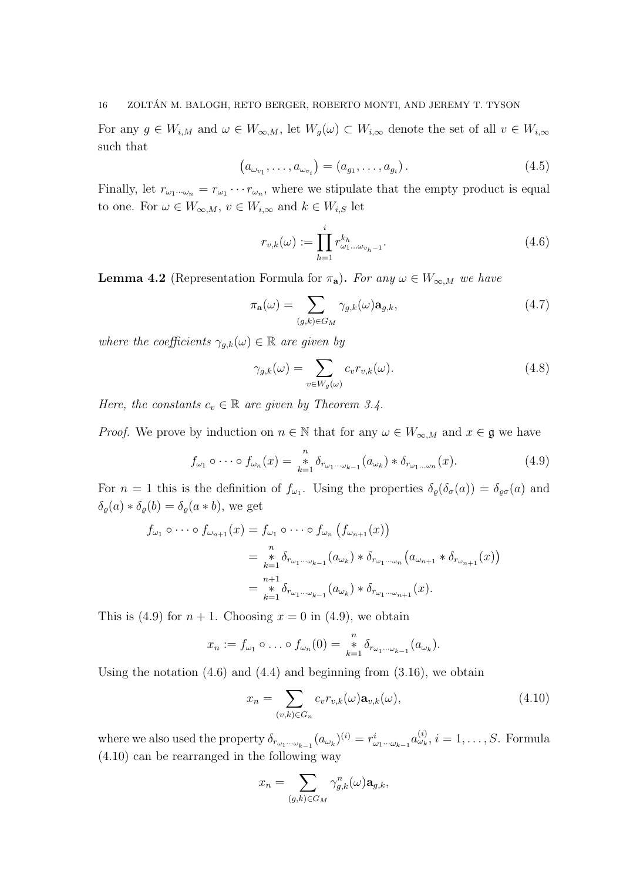For any $g \in W_{i,M}$ and $\omega \in W_{\infty,M}$, let $W_g(\omega) \subset W_{i,\infty}$ denote the set of all $v \in W_{i,\infty}$ such that

$$\left(a_{\omega_{v_1}}, \ldots, a_{\omega_{v_i}}\right) = (a_{g_1}, \ldots, a_{g_i}). \tag{4.5}$$

Finally, let $r_{\omega_1 \cdots \omega_n} = r_{\omega_1} \cdots r_{\omega_n}$, where we stipulate that the empty product is equal to one. For $\omega \in W_{\infty,M}$, $v \in W_{i,\infty}$ and $k \in W_{i,S}$ let

$$r_{v,k}(\omega) := \prod_{h=1}^{i} r^{k_h}_{\omega_1 \ldots \omega_{v_h - 1}}. \tag{4.6}$$

**Lemma 4.2** (Representation Formula for $\pi_{\mathbf{a}}$)**.** *For any $\omega \in W_{\infty,M}$ we have*

$$\pi_{\mathbf{a}}(\omega) = \sum_{(g,k) \in G_M} \gamma_{g,k}(\omega) \mathbf{a}_{g,k}, \tag{4.7}$$

*where the coefficients $\gamma_{g,k}(\omega) \in \mathbb{R}$ are given by*

$$\gamma_{g,k}(\omega) = \sum_{v \in W_g(\omega)} c_v r_{v,k}(\omega). \tag{4.8}$$

*Here, the constants $c_v \in \mathbb{R}$ are given by Theorem 3.4.*

*Proof.* We prove by induction on $n \in \mathbb{N}$ that for any $\omega \in W_{\infty,M}$ and $x \in \mathfrak{g}$ we have

$$f_{\omega_1} \circ \cdots \circ f_{\omega_n}(x) = \mathop{*}_{k=1}^{n} \delta_{r_{\omega_1 \cdots \omega_{k-1}}}(a_{\omega_k}) * \delta_{r_{\omega_1 \ldots \omega_n}}(x). \tag{4.9}$$

For $n = 1$ this is the definition of $f_{\omega_1}$. Using the properties $\delta_\varrho(\delta_\sigma(a)) = \delta_{\varrho\sigma}(a)$ and $\delta_\varrho(a) * \delta_\varrho(b) = \delta_\varrho(a * b)$, we get

$$\begin{aligned}
f_{\omega_1} \circ \cdots \circ f_{\omega_{n+1}}(x) &= f_{\omega_1} \circ \cdots \circ f_{\omega_n}\left(f_{\omega_{n+1}}(x)\right) \\
&= \mathop{*}_{k=1}^{n} \delta_{r_{\omega_1 \cdots \omega_{k-1}}}(a_{\omega_k}) * \delta_{r_{\omega_1 \cdots \omega_n}}\left(a_{\omega_{n+1}} * \delta_{r_{\omega_{n+1}}}(x)\right) \\
&= \mathop{*}_{k=1}^{n+1} \delta_{r_{\omega_1 \cdots \omega_{k-1}}}(a_{\omega_k}) * \delta_{r_{\omega_1 \cdots \omega_{n+1}}}(x).
\end{aligned}$$

This is (4.9) for $n + 1$. Choosing $x = 0$ in (4.9), we obtain

$$x_n := f_{\omega_1} \circ \ldots \circ f_{\omega_n}(0) = \mathop{*}_{k=1}^{n} \delta_{r_{\omega_1 \cdots \omega_{k-1}}}(a_{\omega_k}).$$

Using the notation (4.6) and (4.4) and beginning from (3.16), we obtain

$$x_n = \sum_{(v,k) \in G_n} c_v r_{v,k}(\omega) \mathbf{a}_{v,k}(\omega), \tag{4.10}$$

where we also used the property $\delta_{r_{\omega_1 \cdots \omega_{k-1}}}(a_{\omega_k})^{(i)} = r^i_{\omega_1 \cdots \omega_{k-1}} a^{(i)}_{\omega_k}$, $i = 1, \ldots, S$. Formula (4.10) can be rearranged in the following way

$$x_n = \sum_{(g,k) \in G_M} \gamma^n_{g,k}(\omega) \mathbf{a}_{g,k},$$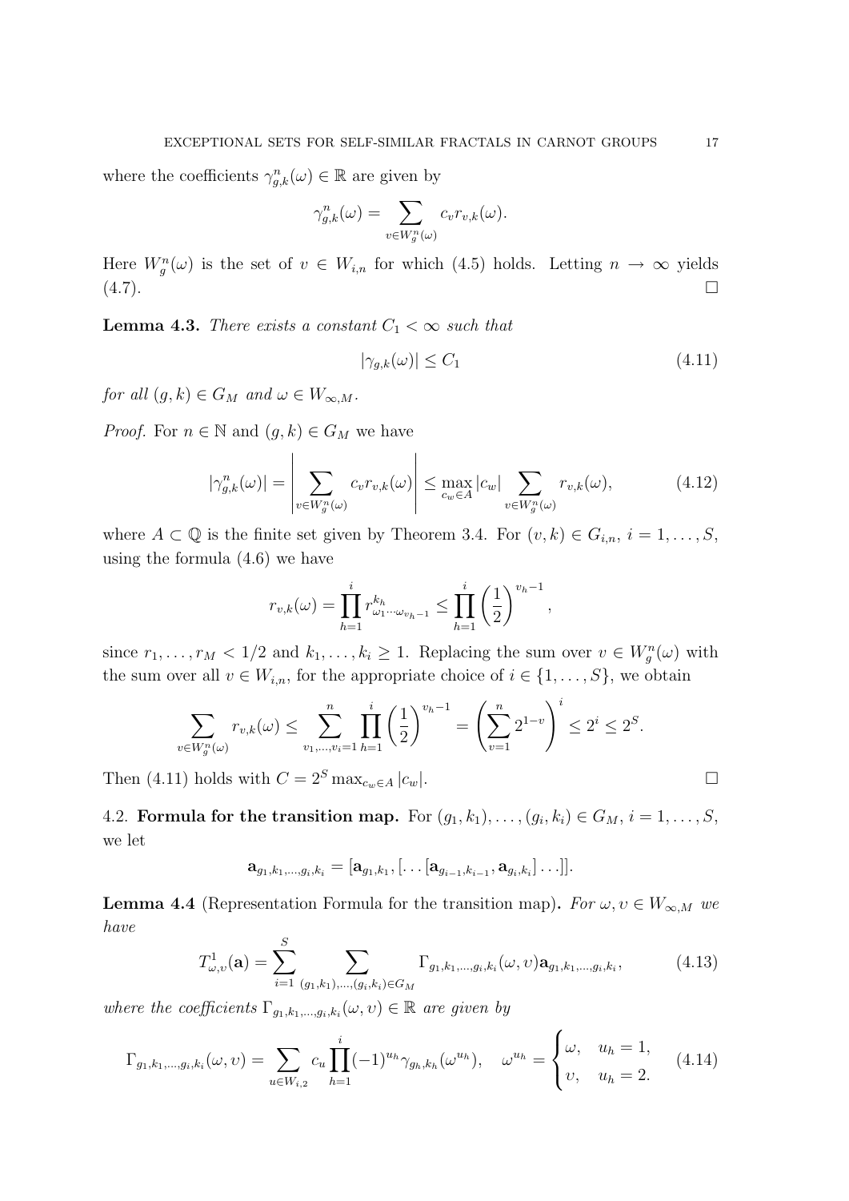where the coefficients $\gamma^n_{g,k}(\omega) \in \mathbb{R}$ are given by

$$\gamma^n_{g,k}(\omega) = \sum_{v \in W^n_g(\omega)} c_v r_{v,k}(\omega).$$

Here $W^n_g(\omega)$ is the set of $v \in W_{i,n}$ for which (4.5) holds. Letting $n \to \infty$ yields (4.7). $\square$

**Lemma 4.3.** *There exists a constant $C_1 < \infty$ such that*

$$|\gamma_{g,k}(\omega)| \le C_1 \tag{4.11}$$

*for all $(g,k) \in G_M$ and $\omega \in W_{\infty,M}$.*

*Proof.* For $n \in \mathbb{N}$ and $(g,k) \in G_M$ we have

$$|\gamma^n_{g,k}(\omega)| = \left| \sum_{v \in W^n_g(\omega)} c_v r_{v,k}(\omega) \right| \le \max_{c_w \in A} |c_w| \sum_{v \in W^n_g(\omega)} r_{v,k}(\omega), \tag{4.12}$$

where $A \subset \mathbb{Q}$ is the finite set given by Theorem 3.4. For $(v,k) \in G_{i,n}$, $i = 1, \ldots, S$, using the formula (4.6) we have

$$r_{v,k}(\omega) = \prod_{h=1}^{i} r^{k_h}_{\omega_1 \cdots \omega_{v_h - 1}} \le \prod_{h=1}^{i} \left(\frac{1}{2}\right)^{v_h - 1},$$

since $r_1, \ldots, r_M < 1/2$ and $k_1, \ldots, k_i \ge 1$. Replacing the sum over $v \in W^n_g(\omega)$ with the sum over all $v \in W_{i,n}$, for the appropriate choice of $i \in \{1, \ldots, S\}$, we obtain

$$\sum_{v \in W^n_g(\omega)} r_{v,k}(\omega) \le \sum_{v_1, \ldots, v_i = 1}^{n} \prod_{h=1}^{i} \left(\frac{1}{2}\right)^{v_h - 1} = \left( \sum_{v=1}^{n} 2^{1-v} \right)^i \le 2^i \le 2^S.$$

Then (4.11) holds with $C = 2^S \max_{c_w \in A} |c_w|$. $\square$

4.2. **Formula for the transition map.** For $(g_1,k_1), \ldots, (g_i,k_i) \in G_M$, $i = 1, \ldots, S$, we let

$$\mathbf{a}_{g_1,k_1,\ldots,g_i,k_i} = [\mathbf{a}_{g_1,k_1}, [\ldots [\mathbf{a}_{g_{i-1},k_{i-1}}, \mathbf{a}_{g_i,k_i}] \ldots ]].$$

**Lemma 4.4** (Representation Formula for the transition map)**.** *For $\omega, \upsilon \in W_{\infty,M}$ we have*

$$T^1_{\omega,\upsilon}(\mathbf{a}) = \sum_{i=1}^{S} \sum_{(g_1,k_1),\ldots,(g_i,k_i) \in G_M} \Gamma_{g_1,k_1,\ldots,g_i,k_i}(\omega,\upsilon) \mathbf{a}_{g_1,k_1,\ldots,g_i,k_i}, \tag{4.13}$$

*where the coefficients $\Gamma_{g_1,k_1,\ldots,g_i,k_i}(\omega,\upsilon) \in \mathbb{R}$ are given by*

$$\Gamma_{g_1,k_1,\ldots,g_i,k_i}(\omega,\upsilon) = \sum_{u \in W_{i,2}} c_u \prod_{h=1}^{i} (-1)^{u_h} \gamma_{g_h,k_h}(\omega^{u_h}), \quad \omega^{u_h} = \begin{cases} \omega, & u_h = 1, \\ \upsilon, & u_h = 2. \end{cases} \tag{4.14}$$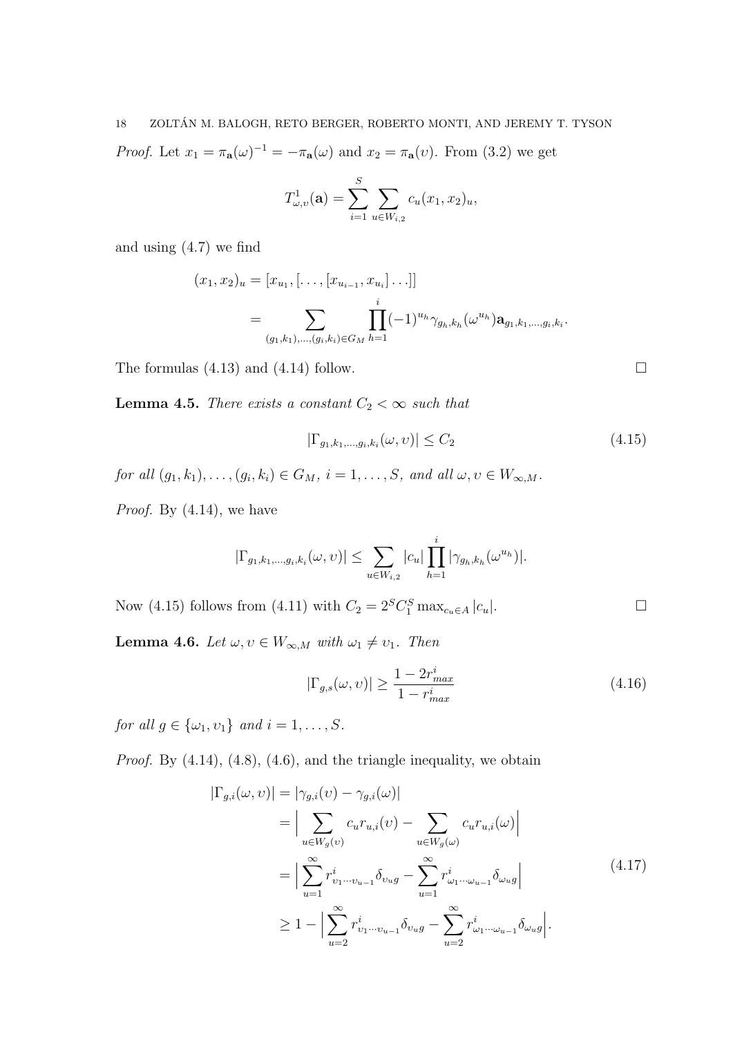*Proof.* Let $x_1 = \pi_{\mathbf{a}}(\omega)^{-1} = -\pi_{\mathbf{a}}(\omega)$ and $x_2 = \pi_{\mathbf{a}}(\upsilon)$. From (3.2) we get

$$T^1_{\omega,\upsilon}(\mathbf{a}) = \sum_{i=1}^{S} \sum_{u \in W_{i,2}} c_u (x_1, x_2)_u,$$

and using (4.7) we find

$$\begin{aligned}
(x_1, x_2)_u &= [x_{u_1}, [\ldots, [x_{u_{i-1}}, x_{u_i}] \ldots]] \\
&= \sum_{(g_1,k_1),\ldots,(g_i,k_i) \in G_M} \prod_{h=1}^{i} (-1)^{u_h} \gamma_{g_h,k_h}(\omega^{u_h}) \mathbf{a}_{g_1,k_1,\ldots,g_i,k_i}.
\end{aligned}$$

The formulas (4.13) and (4.14) follow. $\square$

**Lemma 4.5.** *There exists a constant $C_2 < \infty$ such that*

$$|\Gamma_{g_1,k_1,\ldots,g_i,k_i}(\omega, \upsilon)| \leq C_2 \tag{4.15}$$

*for all $(g_1, k_1), \ldots, (g_i, k_i) \in G_M$, $i = 1, \ldots, S$, and all $\omega, \upsilon \in W_{\infty,M}$.*

*Proof.* By (4.14), we have

$$|\Gamma_{g_1,k_1,\ldots,g_i,k_i}(\omega, \upsilon)| \leq \sum_{u \in W_{i,2}} |c_u| \prod_{h=1}^{i} |\gamma_{g_h,k_h}(\omega^{u_h})|.$$

Now (4.15) follows from (4.11) with $C_2 = 2^S C_1^S \max_{c_u \in A} |c_u|$. $\square$

**Lemma 4.6.** *Let $\omega, \upsilon \in W_{\infty,M}$ with $\omega_1 \neq \upsilon_1$. Then*

$$|\Gamma_{g,s}(\omega, \upsilon)| \geq \frac{1 - 2r^i_{max}}{1 - r^i_{max}} \tag{4.16}$$

*for all $g \in \{\omega_1, \upsilon_1\}$ and $i = 1, \ldots, S$.*

*Proof.* By (4.14), (4.8), (4.6), and the triangle inequality, we obtain

$$\begin{aligned}
|\Gamma_{g,i}(\omega, \upsilon)| &= |\gamma_{g,i}(\upsilon) - \gamma_{g,i}(\omega)| \\
&= \Big| \sum_{u \in W_g(\upsilon)} c_u r_{u,i}(\upsilon) - \sum_{u \in W_g(\omega)} c_u r_{u,i}(\omega) \Big| \\
&= \Big| \sum_{u=1}^{\infty} r^i_{\upsilon_1 \cdots \upsilon_{u-1}} \delta_{\upsilon_u g} - \sum_{u=1}^{\infty} r^i_{\omega_1 \cdots \omega_{u-1}} \delta_{\omega_u g} \Big| \\
&\geq 1 - \Big| \sum_{u=2}^{\infty} r^i_{\upsilon_1 \cdots \upsilon_{u-1}} \delta_{\upsilon_u g} - \sum_{u=2}^{\infty} r^i_{\omega_1 \cdots \omega_{u-1}} \delta_{\omega_u g} \Big|.
\end{aligned} \tag{4.17}$$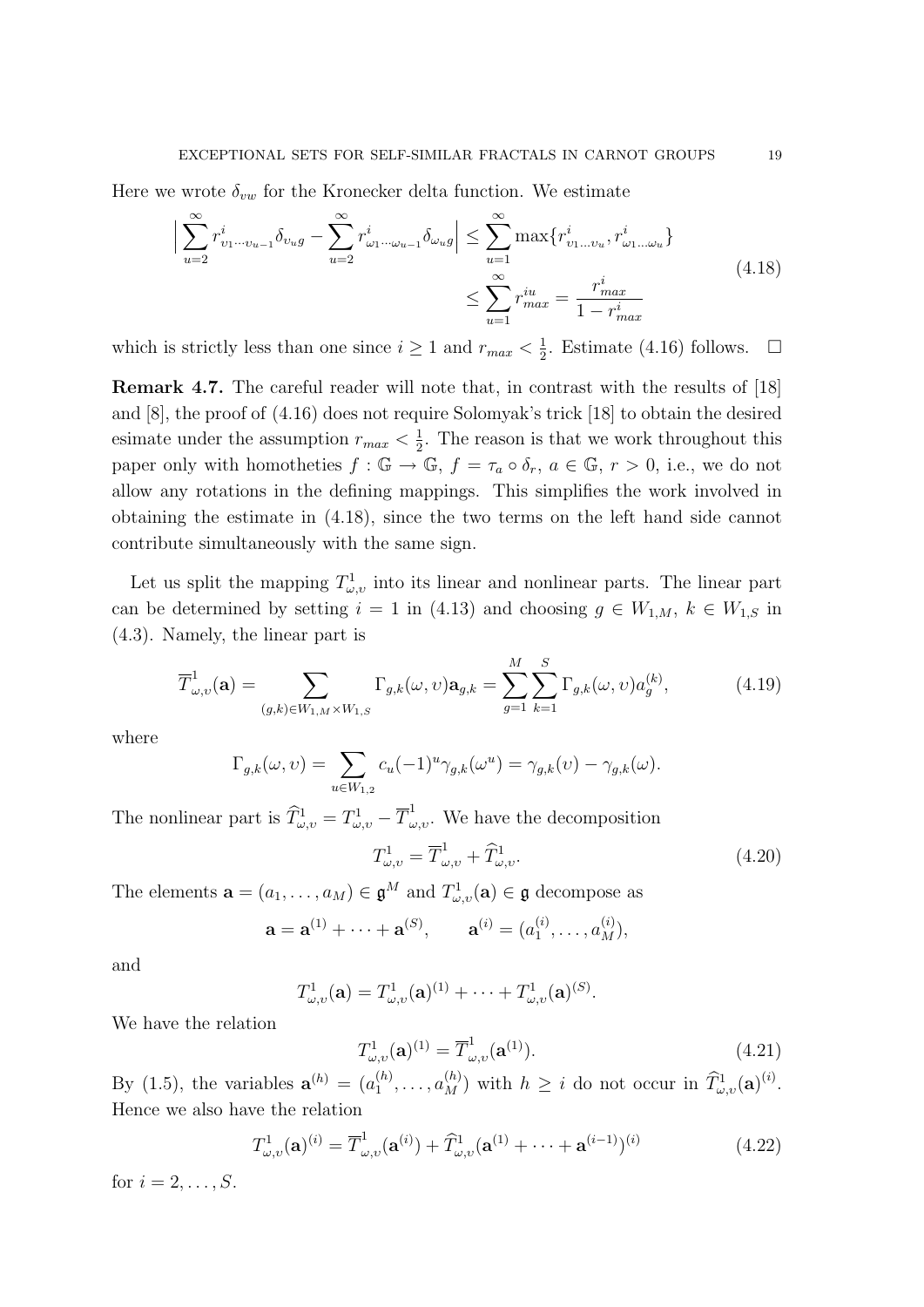Here we wrote $\delta_{vw}$ for the Kronecker delta function. We estimate

$$
\begin{aligned}
\Big| \sum_{u=2}^{\infty} r^i_{\upsilon_1 \cdots \upsilon_{u-1}} \delta_{\upsilon_u g} - \sum_{u=2}^{\infty} r^i_{\omega_1 \cdots \omega_{u-1}} \delta_{\omega_u g} \Big| &\le \sum_{u=1}^{\infty} \max\{ r^i_{\upsilon_1 \ldots \upsilon_u}, r^i_{\omega_1 \ldots \omega_u} \} \\
&\le \sum_{u=1}^{\infty} r^{iu}_{max} = \frac{r^i_{max}}{1 - r^i_{max}}
\end{aligned}
\tag{4.18}
$$

which is strictly less than one since $i \ge 1$ and $r_{max} < \frac{1}{2}$. Estimate (4.16) follows. $\square$

**Remark 4.7.** The careful reader will note that, in contrast with the results of [18] and [8], the proof of (4.16) does not require Solomyak's trick [18] to obtain the desired esimate under the assumption $r_{max} < \frac{1}{2}$. The reason is that we work throughout this paper only with homotheties $f : \mathbb{G} \to \mathbb{G}$, $f = \tau_a \circ \delta_r$, $a \in \mathbb{G}$, $r > 0$, i.e., we do not allow any rotations in the defining mappings. This simplifies the work involved in obtaining the estimate in (4.18), since the two terms on the left hand side cannot contribute simultaneously with the same sign.

Let us split the mapping $T^1_{\omega,\upsilon}$ into its linear and nonlinear parts. The linear part can be determined by setting $i = 1$ in (4.13) and choosing $g \in W_{1,M}$, $k \in W_{1,S}$ in (4.3). Namely, the linear part is

$$
\overline{T}^1_{\omega,\upsilon}(\mathbf{a}) = \sum_{(g,k) \in W_{1,M} \times W_{1,S}} \Gamma_{g,k}(\omega, \upsilon) \mathbf{a}_{g,k} = \sum_{g=1}^{M} \sum_{k=1}^{S} \Gamma_{g,k}(\omega, \upsilon) a^{(k)}_g, \tag{4.19}
$$

where

$$
\Gamma_{g,k}(\omega, \upsilon) = \sum_{u \in W_{1,2}} c_u (-1)^u \gamma_{g,k}(\omega^u) = \gamma_{g,k}(\upsilon) - \gamma_{g,k}(\omega).
$$

The nonlinear part is $\widehat{T}^1_{\omega,\upsilon} = T^1_{\omega,\upsilon} - \overline{T}^1_{\omega,\upsilon}$. We have the decomposition

$$
T^1_{\omega,\upsilon} = \overline{T}^1_{\omega,\upsilon} + \widehat{T}^1_{\omega,\upsilon}. \tag{4.20}
$$

The elements $\mathbf{a} = (a_1, \ldots, a_M) \in \mathfrak{g}^M$ and $T^1_{\omega,\upsilon}(\mathbf{a}) \in \mathfrak{g}$ decompose as

$$
\mathbf{a} = \mathbf{a}^{(1)} + \cdots + \mathbf{a}^{(S)}, \qquad \mathbf{a}^{(i)} = (a^{(i)}_1, \ldots, a^{(i)}_M),
$$

and

$$
T^1_{\omega,\upsilon}(\mathbf{a}) = T^1_{\omega,\upsilon}(\mathbf{a})^{(1)} + \cdots + T^1_{\omega,\upsilon}(\mathbf{a})^{(S)}.
$$

We have the relation

$$
T^1_{\omega,\upsilon}(\mathbf{a})^{(1)} = \overline{T}^1_{\omega,\upsilon}(\mathbf{a}^{(1)}). \tag{4.21}
$$

By (1.5), the variables $\mathbf{a}^{(h)} = (a^{(h)}_1, \ldots, a^{(h)}_M)$ with $h \ge i$ do not occur in $\widehat{T}^1_{\omega,\upsilon}(\mathbf{a})^{(i)}$. Hence we also have the relation

$$
T^1_{\omega,\upsilon}(\mathbf{a})^{(i)} = \overline{T}^1_{\omega,\upsilon}(\mathbf{a}^{(i)}) + \widehat{T}^1_{\omega,\upsilon}(\mathbf{a}^{(1)} + \cdots + \mathbf{a}^{(i-1)})^{(i)} \tag{4.22}
$$

for $i = 2, \ldots, S$.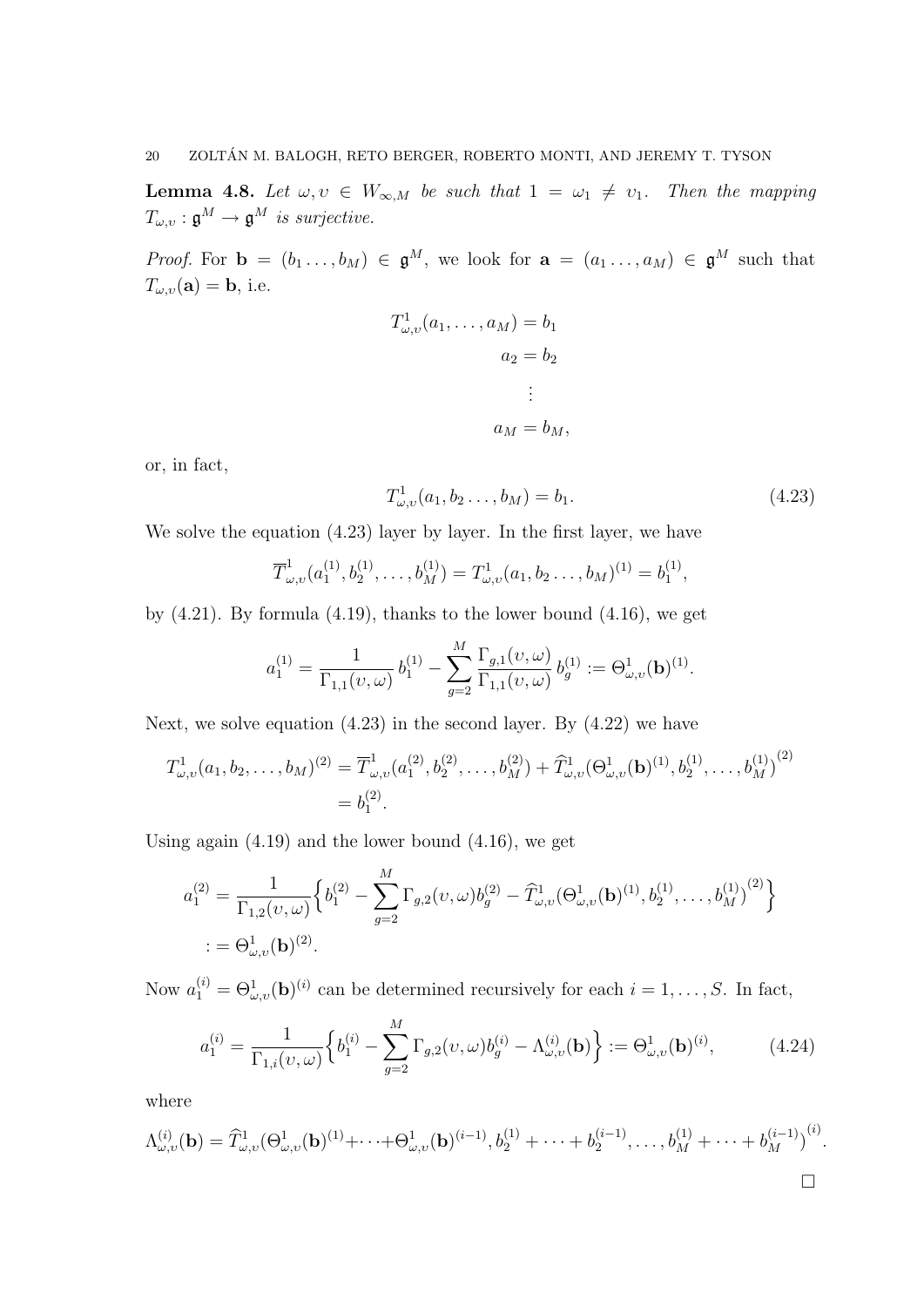**Lemma 4.8.** *Let $\omega, \upsilon \in W_{\infty,M}$ be such that $1 = \omega_1 \neq \upsilon_1$. Then the mapping $T_{\omega,\upsilon} : \mathfrak{g}^M \to \mathfrak{g}^M$ is surjective.*

*Proof.* For $\mathbf{b} = (b_1 \ldots, b_M) \in \mathfrak{g}^M$, we look for $\mathbf{a} = (a_1 \ldots, a_M) \in \mathfrak{g}^M$ such that $T_{\omega,\upsilon}(\mathbf{a}) = \mathbf{b}$, i.e.

$$
\begin{aligned}
T^1_{\omega,\upsilon}(a_1, \ldots, a_M) &= b_1 \\
a_2 &= b_2 \\
&\vdots \\
a_M &= b_M,
\end{aligned}
$$

or, in fact,

$$
T^1_{\omega,\upsilon}(a_1, b_2 \ldots, b_M) = b_1. \tag{4.23}
$$

We solve the equation (4.23) layer by layer. In the first layer, we have

$$
\overline{T}^1_{\omega,\upsilon}(a_1^{(1)}, b_2^{(1)}, \ldots, b_M^{(1)}) = T^1_{\omega,\upsilon}(a_1, b_2 \ldots, b_M)^{(1)} = b_1^{(1)},
$$

by (4.21). By formula (4.19), thanks to the lower bound (4.16), we get

$$
a_1^{(1)} = \frac{1}{\Gamma_{1,1}(\upsilon,\omega)}\, b_1^{(1)} - \sum_{g=2}^{M} \frac{\Gamma_{g,1}(\upsilon,\omega)}{\Gamma_{1,1}(\upsilon,\omega)}\, b_g^{(1)} := \Theta^1_{\omega,\upsilon}(\mathbf{b})^{(1)}.
$$

Next, we solve equation (4.23) in the second layer. By (4.22) we have

$$
\begin{aligned}
T^1_{\omega,\upsilon}(a_1, b_2, \ldots, b_M)^{(2)} &= \overline{T}^1_{\omega,\upsilon}(a_1^{(2)}, b_2^{(2)}, \ldots, b_M^{(2)}) + \widehat{T}^1_{\omega,\upsilon}(\Theta^1_{\omega,\upsilon}(\mathbf{b})^{(1)}, b_2^{(1)}, \ldots, b_M^{(1)})^{(2)} \\
&= b_1^{(2)}.
\end{aligned}
$$

Using again (4.19) and the lower bound (4.16), we get

$$
\begin{aligned}
a_1^{(2)} &= \frac{1}{\Gamma_{1,2}(\upsilon,\omega)}\Big\{ b_1^{(2)} - \sum_{g=2}^{M} \Gamma_{g,2}(\upsilon,\omega) b_g^{(2)} - \widehat{T}^1_{\omega,\upsilon}(\Theta^1_{\omega,\upsilon}(\mathbf{b})^{(1)}, b_2^{(1)}, \ldots, b_M^{(1)})^{(2)} \Big\} \\
&:= \Theta^1_{\omega,\upsilon}(\mathbf{b})^{(2)}.
\end{aligned}
$$

Now $a_1^{(i)} = \Theta^1_{\omega,\upsilon}(\mathbf{b})^{(i)}$ can be determined recursively for each $i = 1, \ldots, S$. In fact,

$$
a_1^{(i)} = \frac{1}{\Gamma_{1,i}(\upsilon,\omega)}\Big\{ b_1^{(i)} - \sum_{g=2}^{M} \Gamma_{g,2}(\upsilon,\omega) b_g^{(i)} - \Lambda^{(i)}_{\omega,\upsilon}(\mathbf{b}) \Big\} := \Theta^1_{\omega,\upsilon}(\mathbf{b})^{(i)}, \tag{4.24}
$$

where

$$
\Lambda^{(i)}_{\omega,\upsilon}(\mathbf{b}) = \widehat{T}^1_{\omega,\upsilon}(\Theta^1_{\omega,\upsilon}(\mathbf{b})^{(1)} + \cdots + \Theta^1_{\omega,\upsilon}(\mathbf{b})^{(i-1)}, b_2^{(1)} + \cdots + b_2^{(i-1)}, \ldots, b_M^{(1)} + \cdots + b_M^{(i-1)})^{(i)}.
$$

$\square$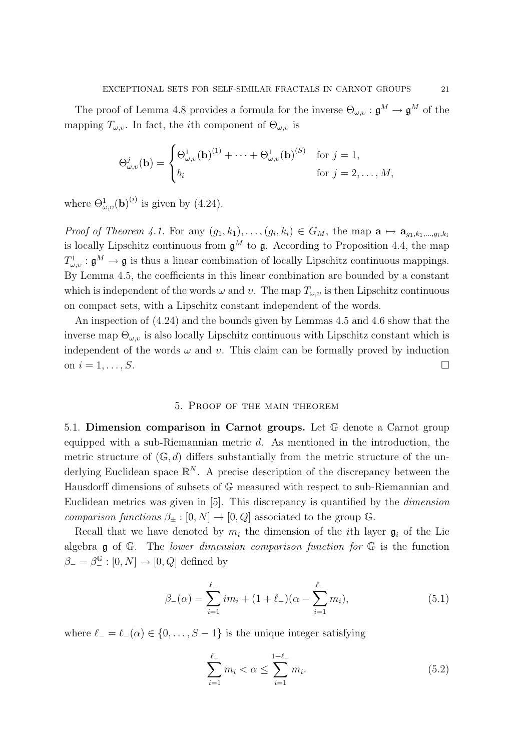The proof of Lemma 4.8 provides a formula for the inverse $\Theta_{\omega,\upsilon} : \mathfrak{g}^M \to \mathfrak{g}^M$ of the mapping $T_{\omega,\upsilon}$. In fact, the $i$th component of $\Theta_{\omega,\upsilon}$ is

$$\Theta^j_{\omega,\upsilon}(\mathbf{b}) = \begin{cases} \Theta^1_{\omega,\upsilon}(\mathbf{b})^{(1)} + \cdots + \Theta^1_{\omega,\upsilon}(\mathbf{b})^{(S)} & \text{for } j = 1, \\ b_i & \text{for } j = 2, \ldots, M, \end{cases}$$

where $\Theta^1_{\omega,\upsilon}(\mathbf{b})^{(i)}$ is given by (4.24).

*Proof of Theorem 4.1.* For any $(g_1, k_1), \ldots, (g_i, k_i) \in G_M$, the map $\mathbf{a} \mapsto \mathbf{a}_{g_1,k_1,\ldots,g_i,k_i}$ is locally Lipschitz continuous from $\mathfrak{g}^M$ to $\mathfrak{g}$. According to Proposition 4.4, the map $T^1_{\omega,\upsilon} : \mathfrak{g}^M \to \mathfrak{g}$ is thus a linear combination of locally Lipschitz continuous mappings. By Lemma 4.5, the coefficients in this linear combination are bounded by a constant which is independent of the words $\omega$ and $\upsilon$. The map $T_{\omega,\upsilon}$ is then Lipschitz continuous on compact sets, with a Lipschitz constant independent of the words.

An inspection of (4.24) and the bounds given by Lemmas 4.5 and 4.6 show that the inverse map $\Theta_{\omega,\upsilon}$ is also locally Lipschitz continuous with Lipschitz constant which is independent of the words $\omega$ and $\upsilon$. This claim can be formally proved by induction on $i = 1, \ldots, S$. □

## 5. Proof of the main theorem

5.1. **Dimension comparison in Carnot groups.** Let $\mathbb{G}$ denote a Carnot group equipped with a sub-Riemannian metric $d$. As mentioned in the introduction, the metric structure of $(\mathbb{G}, d)$ differs substantially from the metric structure of the underlying Euclidean space $\mathbb{R}^N$. A precise description of the discrepancy between the Hausdorff dimensions of subsets of $\mathbb{G}$ measured with respect to sub-Riemannian and Euclidean metrics was given in [5]. This discrepancy is quantified by the *dimension comparison functions* $\beta_\pm : [0, N] \to [0, Q]$ associated to the group $\mathbb{G}$.

Recall that we have denoted by $m_i$ the dimension of the $i$th layer $\mathfrak{g}_i$ of the Lie algebra $\mathfrak{g}$ of $\mathbb{G}$. The *lower dimension comparison function for* $\mathbb{G}$ is the function $\beta_- = \beta_-^{\mathbb{G}} : [0, N] \to [0, Q]$ defined by

$$\beta_-(\alpha) = \sum_{i=1}^{\ell_-} i m_i + (1 + \ell_-)(\alpha - \sum_{i=1}^{\ell_-} m_i), \tag{5.1}$$

where $\ell_- = \ell_-(\alpha) \in \{0, \ldots, S-1\}$ is the unique integer satisfying

$$\sum_{i=1}^{\ell_-} m_i < \alpha \le \sum_{i=1}^{1+\ell_-} m_i. \tag{5.2}$$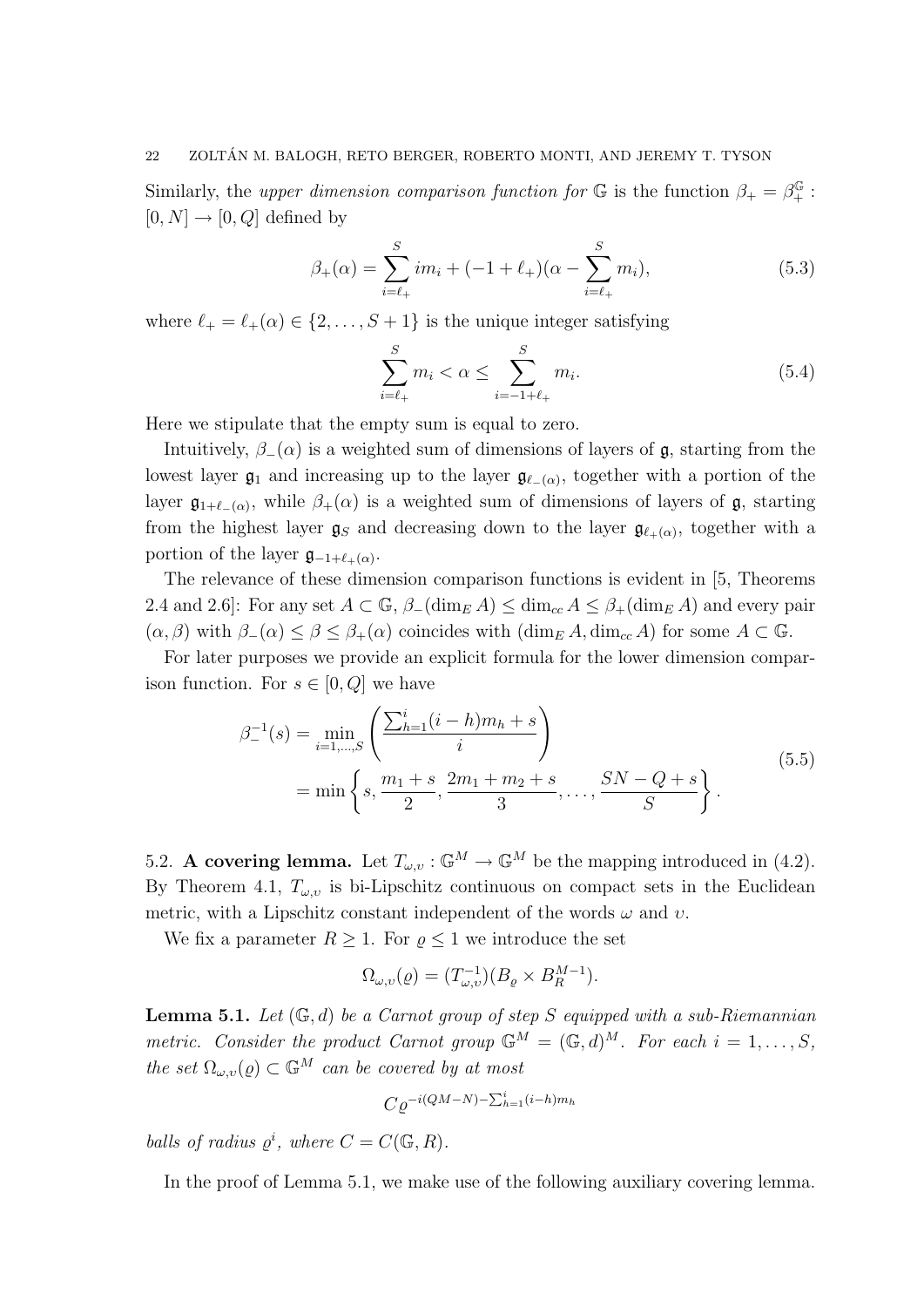Similarly, the *upper dimension comparison function for* $\mathbb{G}$ is the function $\beta_+ = \beta_+^{\mathbb{G}} : [0, N] \to [0, Q]$ defined by

$$\beta_+(\alpha) = \sum_{i=\ell_+}^{S} i m_i + (-1 + \ell_+)(\alpha - \sum_{i=\ell_+}^{S} m_i), \tag{5.3}$$

where $\ell_+ = \ell_+(\alpha) \in \{2, \dots, S+1\}$ is the unique integer satisfying

$$\sum_{i=\ell_+}^{S} m_i < \alpha \leq \sum_{i=-1+\ell_+}^{S} m_i. \tag{5.4}$$

Here we stipulate that the empty sum is equal to zero.

Intuitively, $\beta_-(\alpha)$ is a weighted sum of dimensions of layers of $\mathfrak{g}$, starting from the lowest layer $\mathfrak{g}_1$ and increasing up to the layer $\mathfrak{g}_{\ell_-(\alpha)}$, together with a portion of the layer $\mathfrak{g}_{1+\ell_-(\alpha)}$, while $\beta_+(\alpha)$ is a weighted sum of dimensions of layers of $\mathfrak{g}$, starting from the highest layer $\mathfrak{g}_S$ and decreasing down to the layer $\mathfrak{g}_{\ell_+(\alpha)}$, together with a portion of the layer $\mathfrak{g}_{-1+\ell_+(\alpha)}$.

The relevance of these dimension comparison functions is evident in [5, Theorems 2.4 and 2.6]: For any set $A \subset \mathbb{G}$, $\beta_-(\dim_E A) \leq \dim_{cc} A \leq \beta_+(\dim_E A)$ and every pair $(\alpha, \beta)$ with $\beta_-(\alpha) \leq \beta \leq \beta_+(\alpha)$ coincides with $(\dim_E A, \dim_{cc} A)$ for some $A \subset \mathbb{G}$.

For later purposes we provide an explicit formula for the lower dimension comparison function. For $s \in [0, Q]$ we have

$$\begin{aligned}
\beta_-^{-1}(s) &= \min_{i=1,\dots,S} \left( \frac{\sum_{h=1}^{i}(i-h)m_h + s}{i} \right) \\
&= \min \left\{ s, \frac{m_1 + s}{2}, \frac{2m_1 + m_2 + s}{3}, \dots, \frac{SN - Q + s}{S} \right\}.
\end{aligned} \tag{5.5}$$

5.2. **A covering lemma.** Let $T_{\omega,\upsilon} : \mathbb{G}^M \to \mathbb{G}^M$ be the mapping introduced in (4.2). By Theorem 4.1, $T_{\omega,\upsilon}$ is bi-Lipschitz continuous on compact sets in the Euclidean metric, with a Lipschitz constant independent of the words $\omega$ and $\upsilon$.

We fix a parameter $R \geq 1$. For $\varrho \leq 1$ we introduce the set

$$\Omega_{\omega,\upsilon}(\varrho) = (T_{\omega,\upsilon}^{-1})(B_\varrho \times B_R^{M-1}).$$

**Lemma 5.1.** *Let $(\mathbb{G}, d)$ be a Carnot group of step $S$ equipped with a sub-Riemannian metric. Consider the product Carnot group $\mathbb{G}^M = (\mathbb{G}, d)^M$. For each $i = 1, \dots, S$, the set $\Omega_{\omega,\upsilon}(\varrho) \subset \mathbb{G}^M$ can be covered by at most*

$$C\varrho^{-i(QM-N) - \sum_{h=1}^{i}(i-h)m_h}$$

*balls of radius $\varrho^i$, where $C = C(\mathbb{G}, R)$.*

In the proof of Lemma 5.1, we make use of the following auxiliary covering lemma.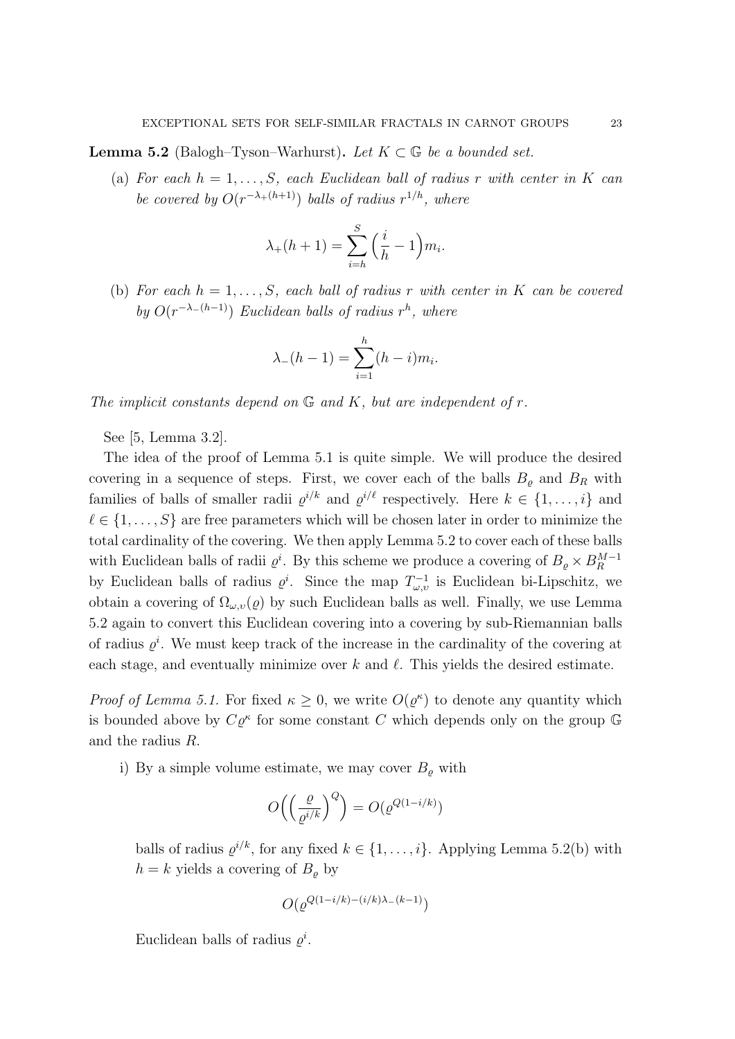**Lemma 5.2** (Balogh–Tyson–Warhurst)**.** *Let $K \subset \mathbb{G}$ be a bounded set.*

(a) *For each $h = 1, \ldots, S$, each Euclidean ball of radius $r$ with center in $K$ can be covered by $O(r^{-\lambda_+(h+1)})$ balls of radius $r^{1/h}$, where*

$$\lambda_+(h+1) = \sum_{i=h}^{S} \Big(\frac{i}{h} - 1\Big) m_i.$$

(b) *For each $h = 1, \ldots, S$, each ball of radius $r$ with center in $K$ can be covered by $O(r^{-\lambda_-(h-1)})$ Euclidean balls of radius $r^h$, where*

$$\lambda_-(h-1) = \sum_{i=1}^{h} (h-i) m_i.$$

*The implicit constants depend on $\mathbb{G}$ and $K$, but are independent of $r$.*

See [5, Lemma 3.2].

The idea of the proof of Lemma 5.1 is quite simple. We will produce the desired covering in a sequence of steps. First, we cover each of the balls $B_\varrho$ and $B_R$ with families of balls of smaller radii $\varrho^{i/k}$ and $\varrho^{i/\ell}$ respectively. Here $k \in \{1, \ldots, i\}$ and $\ell \in \{1, \ldots, S\}$ are free parameters which will be chosen later in order to minimize the total cardinality of the covering. We then apply Lemma 5.2 to cover each of these balls with Euclidean balls of radii $\varrho^i$. By this scheme we produce a covering of $B_\varrho \times B_R^{M-1}$ by Euclidean balls of radius $\varrho^i$. Since the map $T_{\omega,\upsilon}^{-1}$ is Euclidean bi-Lipschitz, we obtain a covering of $\Omega_{\omega,\upsilon}(\varrho)$ by such Euclidean balls as well. Finally, we use Lemma 5.2 again to convert this Euclidean covering into a covering by sub-Riemannian balls of radius $\varrho^i$. We must keep track of the increase in the cardinality of the covering at each stage, and eventually minimize over $k$ and $\ell$. This yields the desired estimate.

*Proof of Lemma 5.1.* For fixed $\kappa \geq 0$, we write $O(\varrho^\kappa)$ to denote any quantity which is bounded above by $C\varrho^\kappa$ for some constant $C$ which depends only on the group $\mathbb{G}$ and the radius $R$.

i) By a simple volume estimate, we may cover $B_\varrho$ with

$$O\Big(\Big(\frac{\varrho}{\varrho^{i/k}}\Big)^Q\Big) = O(\varrho^{Q(1-i/k)})$$

balls of radius $\varrho^{i/k}$, for any fixed $k \in \{1, \ldots, i\}$. Applying Lemma 5.2(b) with $h = k$ yields a covering of $B_\varrho$ by

$$O(\varrho^{Q(1-i/k)-(i/k)\lambda_-(k-1)})$$

Euclidean balls of radius $\varrho^i$.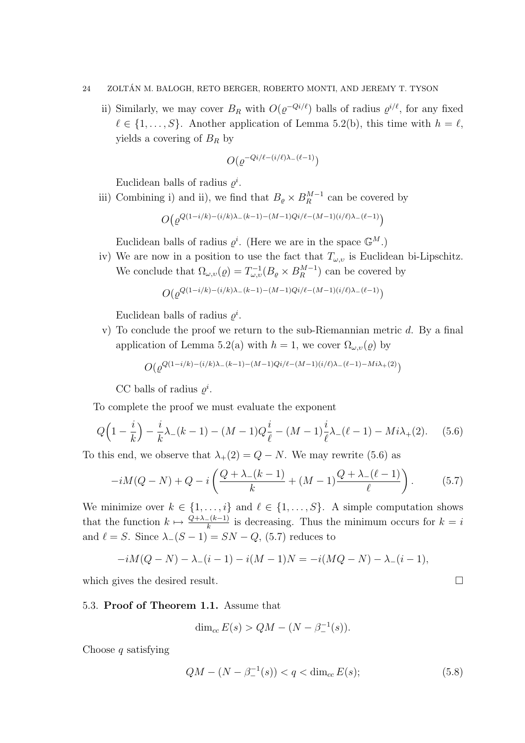ii) Similarly, we may cover $B_R$ with $O(\varrho^{-Qi/\ell})$ balls of radius $\varrho^{i/\ell}$, for any fixed $\ell \in \{1, \dots, S\}$. Another application of Lemma 5.2(b), this time with $h = \ell$, yields a covering of $B_R$ by

$$O(\varrho^{-Qi/\ell-(i/\ell)\lambda_-(\ell-1)})$$

Euclidean balls of radius $\varrho^i$.

iii) Combining i) and ii), we find that $B_\varrho \times B_R^{M-1}$ can be covered by

$$O\big(\varrho^{Q(1-i/k)-(i/k)\lambda_-(k-1)-(M-1)Qi/\ell-(M-1)(i/\ell)\lambda_-(\ell-1)}\big)$$

Euclidean balls of radius $\varrho^i$. (Here we are in the space $\mathbb{G}^M$.)

iv) We are now in a position to use the fact that $T_{\omega,v}$ is Euclidean bi-Lipschitz. We conclude that $\Omega_{\omega,v}(\varrho) = T_{\omega,v}^{-1}(B_\varrho \times B_R^{M-1})$ can be covered by

$$O\big(\varrho^{Q(1-i/k)-(i/k)\lambda_-(k-1)-(M-1)Qi/\ell-(M-1)(i/\ell)\lambda_-(\ell-1)}\big)$$

Euclidean balls of radius $\varrho^i$.

v) To conclude the proof we return to the sub-Riemannian metric $d$. By a final application of Lemma 5.2(a) with $h = 1$, we cover $\Omega_{\omega,v}(\varrho)$ by

$$O\big(\varrho^{Q(1-i/k)-(i/k)\lambda_-(k-1)-(M-1)Qi/\ell-(M-1)(i/\ell)\lambda_-(\ell-1)-Mi\lambda_+(2)}\big)$$

CC balls of radius $\varrho^i$.

To complete the proof we must evaluate the exponent

$$Q\Big(1-\frac{i}{k}\Big) - \frac{i}{k}\lambda_-(k-1) - (M-1)Q\frac{i}{\ell} - (M-1)\frac{i}{\ell}\lambda_-(\ell-1) - Mi\lambda_+(2). \tag{5.6}$$

To this end, we observe that $\lambda_+(2) = Q - N$. We may rewrite (5.6) as

$$-iM(Q-N) + Q - i\left(\frac{Q+\lambda_-(k-1)}{k} + (M-1)\frac{Q+\lambda_-(\ell-1)}{\ell}\right). \tag{5.7}$$

We minimize over $k \in \{1, \dots, i\}$ and $\ell \in \{1, \dots, S\}$. A simple computation shows that the function $k \mapsto \frac{Q+\lambda_-(k-1)}{k}$ is decreasing. Thus the minimum occurs for $k = i$ and $\ell = S$. Since $\lambda_-(S-1) = SN - Q$, (5.7) reduces to

$$-iM(Q-N) - \lambda_-(i-1) - i(M-1)N = -i(MQ-N) - \lambda_-(i-1),$$

which gives the desired result. $\square$

### 5.3. Proof of Theorem 1.1.

Assume that

$$\dim_{cc} E(s) > QM - (N - \beta_-^{-1}(s)).$$

Choose $q$ satisfying

$$QM - (N - \beta_-^{-1}(s)) < q < \dim_{cc} E(s); \tag{5.8}$$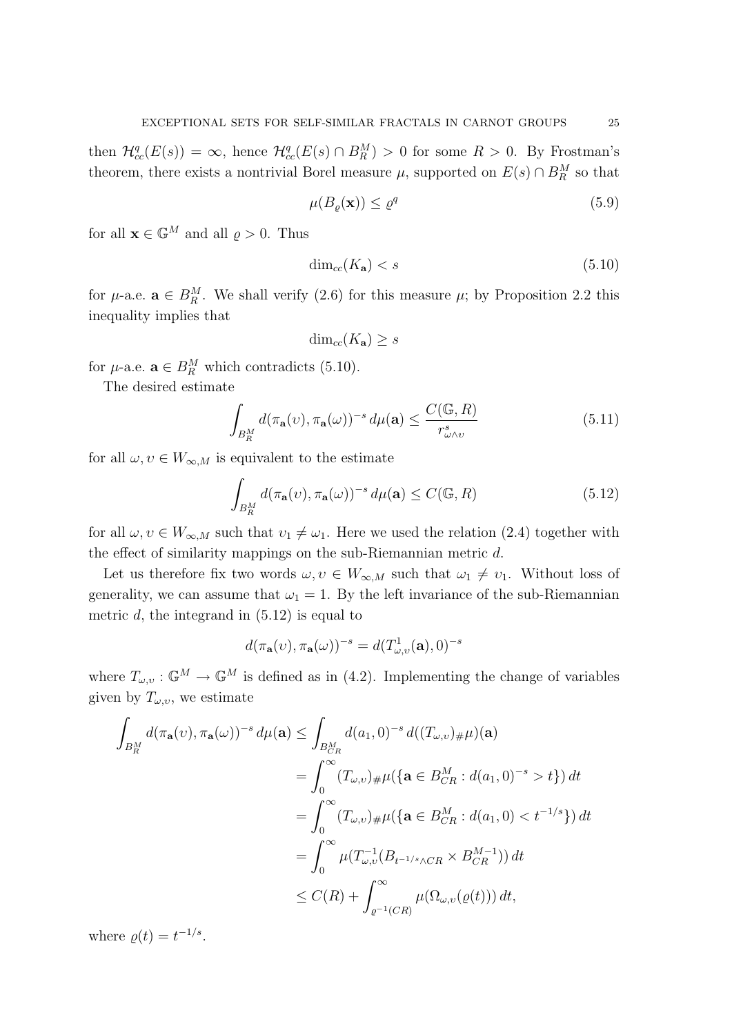then $\mathcal{H}^q_{cc}(E(s)) = \infty$, hence $\mathcal{H}^q_{cc}(E(s) \cap B^M_R) > 0$ for some $R > 0$. By Frostman's theorem, there exists a nontrivial Borel measure $\mu$, supported on $E(s) \cap B^M_R$ so that

$$\mu(B_\varrho(\mathbf{x})) \le \varrho^q \tag{5.9}$$

for all $\mathbf{x} \in \mathbb{G}^M$ and all $\varrho > 0$. Thus

$$\dim_{cc}(K_{\mathbf{a}}) < s \tag{5.10}$$

for $\mu$-a.e. $\mathbf{a} \in B^M_R$. We shall verify (2.6) for this measure $\mu$; by Proposition 2.2 this inequality implies that

$$\dim_{cc}(K_{\mathbf{a}}) \ge s$$

for $\mu$-a.e. $\mathbf{a} \in B^M_R$ which contradicts (5.10).

The desired estimate

$$\int_{B^M_R} d(\pi_{\mathbf{a}}(\upsilon), \pi_{\mathbf{a}}(\omega))^{-s}\, d\mu(\mathbf{a}) \le \frac{C(\mathbb{G}, R)}{r^s_{\omega\wedge\upsilon}} \tag{5.11}$$

for all $\omega, \upsilon \in W_{\infty,M}$ is equivalent to the estimate

$$\int_{B^M_R} d(\pi_{\mathbf{a}}(\upsilon), \pi_{\mathbf{a}}(\omega))^{-s}\, d\mu(\mathbf{a}) \le C(\mathbb{G}, R) \tag{5.12}$$

for all $\omega, \upsilon \in W_{\infty,M}$ such that $\upsilon_1 \ne \omega_1$. Here we used the relation (2.4) together with the effect of similarity mappings on the sub-Riemannian metric $d$.

Let us therefore fix two words $\omega, \upsilon \in W_{\infty,M}$ such that $\omega_1 \ne \upsilon_1$. Without loss of generality, we can assume that $\omega_1 = 1$. By the left invariance of the sub-Riemannian metric $d$, the integrand in (5.12) is equal to

$$d(\pi_{\mathbf{a}}(\upsilon), \pi_{\mathbf{a}}(\omega))^{-s} = d(T^1_{\omega,\upsilon}(\mathbf{a}), 0)^{-s}$$

where $T_{\omega,\upsilon} : \mathbb{G}^M \to \mathbb{G}^M$ is defined as in (4.2). Implementing the change of variables given by $T_{\omega,\upsilon}$, we estimate

$$\begin{aligned}
\int_{B^M_R} d(\pi_{\mathbf{a}}(\upsilon), \pi_{\mathbf{a}}(\omega))^{-s}\, d\mu(\mathbf{a}) &\le \int_{B^M_{CR}} d(a_1, 0)^{-s}\, d((T_{\omega,\upsilon})_\# \mu)(\mathbf{a}) \\
&= \int_0^\infty (T_{\omega,\upsilon})_\# \mu(\{\mathbf{a} \in B^M_{CR} : d(a_1, 0)^{-s} > t\})\, dt \\
&= \int_0^\infty (T_{\omega,\upsilon})_\# \mu(\{\mathbf{a} \in B^M_{CR} : d(a_1, 0) < t^{-1/s}\})\, dt \\
&= \int_0^\infty \mu(T^{-1}_{\omega,\upsilon}(B_{t^{-1/s}\wedge CR} \times B^{M-1}_{CR}))\, dt \\
&\le C(R) + \int_{\varrho^{-1}(CR)}^\infty \mu(\Omega_{\omega,\upsilon}(\varrho(t)))\, dt,
\end{aligned}$$

where $\varrho(t) = t^{-1/s}$.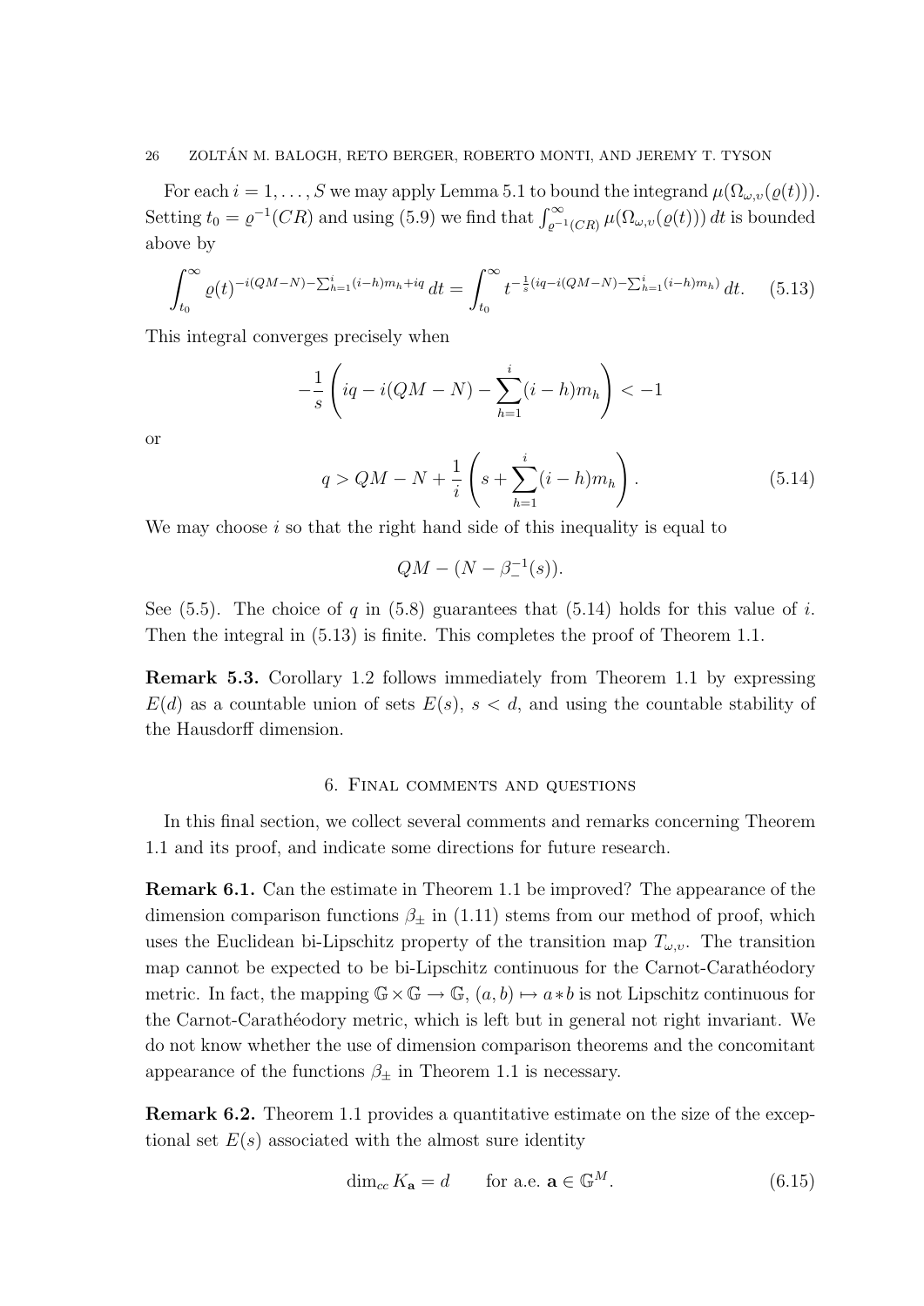For each $i = 1, \ldots, S$ we may apply Lemma 5.1 to bound the integrand $\mu(\Omega_{\omega,\upsilon}(\varrho(t)))$. Setting $t_0 = \varrho^{-1}(CR)$ and using (5.9) we find that $\int_{\varrho^{-1}(CR)}^{\infty} \mu(\Omega_{\omega,\upsilon}(\varrho(t)))\, dt$ is bounded above by

$$\int_{t_0}^{\infty} \varrho(t)^{-i(QM-N)-\sum_{h=1}^{i}(i-h)m_h+iq}\, dt = \int_{t_0}^{\infty} t^{-\frac{1}{s}(iq-i(QM-N)-\sum_{h=1}^{i}(i-h)m_h)}\, dt. \qquad (5.13)$$

This integral converges precisely when

$$-\frac{1}{s}\left(iq - i(QM-N) - \sum_{h=1}^{i}(i-h)m_h\right) < -1$$

or

$$q > QM - N + \frac{1}{i}\left(s + \sum_{h=1}^{i}(i-h)m_h\right). \qquad (5.14)$$

We may choose $i$ so that the right hand side of this inequality is equal to

$$QM - (N - \beta_-^{-1}(s)).$$

See (5.5). The choice of $q$ in (5.8) guarantees that (5.14) holds for this value of $i$. Then the integral in (5.13) is finite. This completes the proof of Theorem 1.1.

**Remark 5.3.** Corollary 1.2 follows immediately from Theorem 1.1 by expressing $E(d)$ as a countable union of sets $E(s)$, $s < d$, and using the countable stability of the Hausdorff dimension.

## 6. Final comments and questions

In this final section, we collect several comments and remarks concerning Theorem 1.1 and its proof, and indicate some directions for future research.

**Remark 6.1.** Can the estimate in Theorem 1.1 be improved? The appearance of the dimension comparison functions $\beta_\pm$ in (1.11) stems from our method of proof, which uses the Euclidean bi-Lipschitz property of the transition map $T_{\omega,\upsilon}$. The transition map cannot be expected to be bi-Lipschitz continuous for the Carnot-Carathéodory metric. In fact, the mapping $\mathbb{G} \times \mathbb{G} \to \mathbb{G}$, $(a, b) \mapsto a * b$ is not Lipschitz continuous for the Carnot-Carathéodory metric, which is left but in general not right invariant. We do not know whether the use of dimension comparison theorems and the concomitant appearance of the functions $\beta_\pm$ in Theorem 1.1 is necessary.

**Remark 6.2.** Theorem 1.1 provides a quantitative estimate on the size of the exceptional set $E(s)$ associated with the almost sure identity

$$\dim_{cc} K_{\mathbf{a}} = d \qquad \text{for a.e. } \mathbf{a} \in \mathbb{G}^M. \qquad (6.15)$$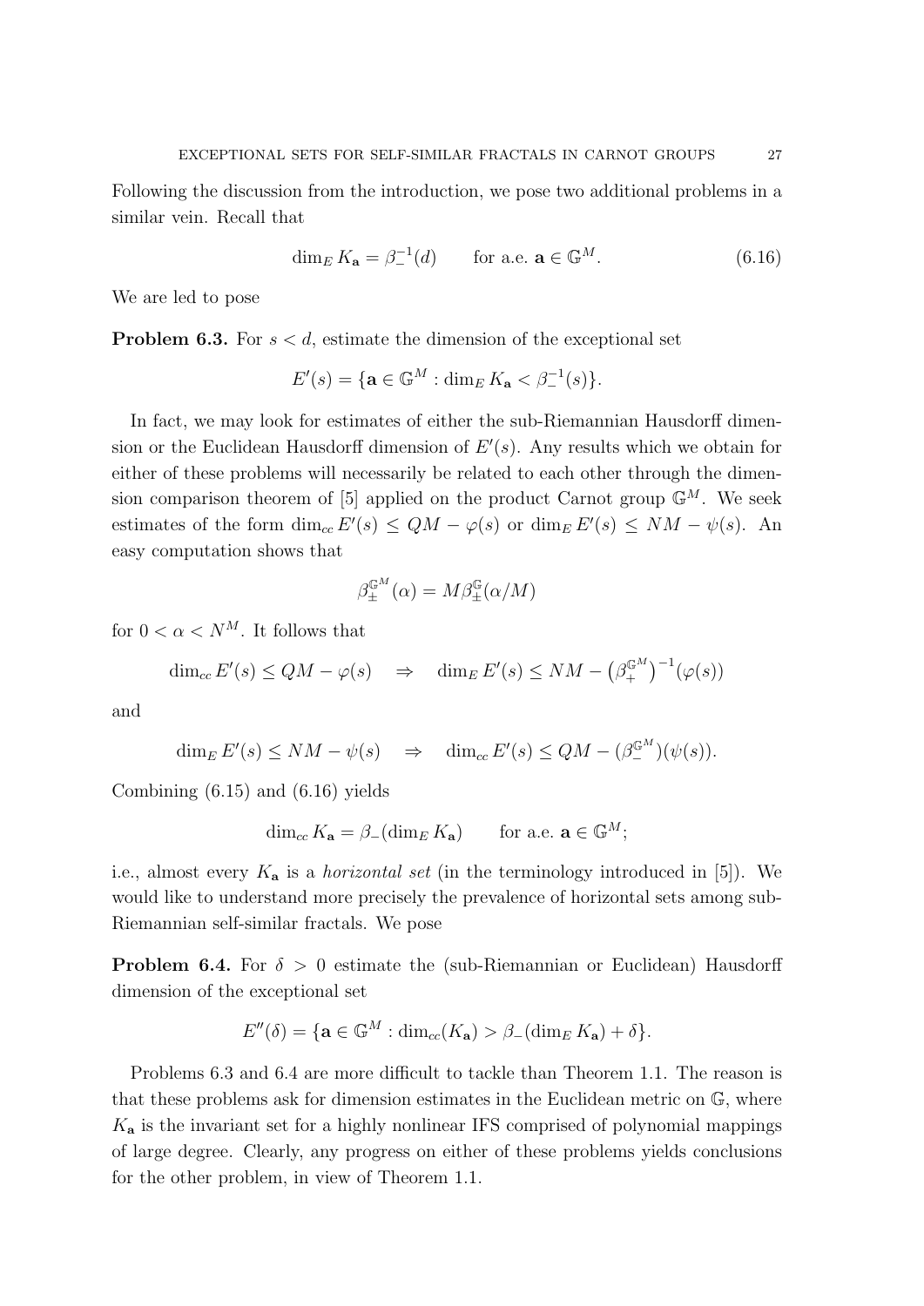Following the discussion from the introduction, we pose two additional problems in a similar vein. Recall that

$$\dim_E K_{\mathbf{a}} = \beta_-^{-1}(d) \qquad \text{for a.e. } \mathbf{a} \in \mathbb{G}^M. \tag{6.16}$$

We are led to pose

**Problem 6.3.** For $s < d$, estimate the dimension of the exceptional set

$$E'(s) = \{\mathbf{a} \in \mathbb{G}^M : \dim_E K_{\mathbf{a}} < \beta_-^{-1}(s)\}.$$

In fact, we may look for estimates of either the sub-Riemannian Hausdorff dimension or the Euclidean Hausdorff dimension of $E'(s)$. Any results which we obtain for either of these problems will necessarily be related to each other through the dimension comparison theorem of [5] applied on the product Carnot group $\mathbb{G}^M$. We seek estimates of the form $\dim_{cc} E'(s) \leq QM - \varphi(s)$ or $\dim_E E'(s) \leq NM - \psi(s)$. An easy computation shows that

$$\beta_\pm^{\mathbb{G}^M}(\alpha) = M\beta_\pm^{\mathbb{G}}(\alpha/M)$$

for $0 < \alpha < N^M$. It follows that

$$\dim_{cc} E'(s) \leq QM - \varphi(s) \quad \Rightarrow \quad \dim_E E'(s) \leq NM - \left(\beta_+^{\mathbb{G}^M}\right)^{-1}(\varphi(s))$$

and

$$\dim_E E'(s) \leq NM - \psi(s) \quad \Rightarrow \quad \dim_{cc} E'(s) \leq QM - (\beta_-^{\mathbb{G}^M})(\psi(s)).$$

Combining (6.15) and (6.16) yields

$$\dim_{cc} K_{\mathbf{a}} = \beta_-(\dim_E K_{\mathbf{a}}) \qquad \text{for a.e. } \mathbf{a} \in \mathbb{G}^M;$$

i.e., almost every $K_{\mathbf{a}}$ is a *horizontal set* (in the terminology introduced in [5]). We would like to understand more precisely the prevalence of horizontal sets among sub-Riemannian self-similar fractals. We pose

**Problem 6.4.** For $\delta > 0$ estimate the (sub-Riemannian or Euclidean) Hausdorff dimension of the exceptional set

$$E''(\delta) = \{\mathbf{a} \in \mathbb{G}^M : \dim_{cc}(K_{\mathbf{a}}) > \beta_-(\dim_E K_{\mathbf{a}}) + \delta\}.$$

Problems 6.3 and 6.4 are more difficult to tackle than Theorem 1.1. The reason is that these problems ask for dimension estimates in the Euclidean metric on $\mathbb{G}$, where $K_{\mathbf{a}}$ is the invariant set for a highly nonlinear IFS comprised of polynomial mappings of large degree. Clearly, any progress on either of these problems yields conclusions for the other problem, in view of Theorem 1.1.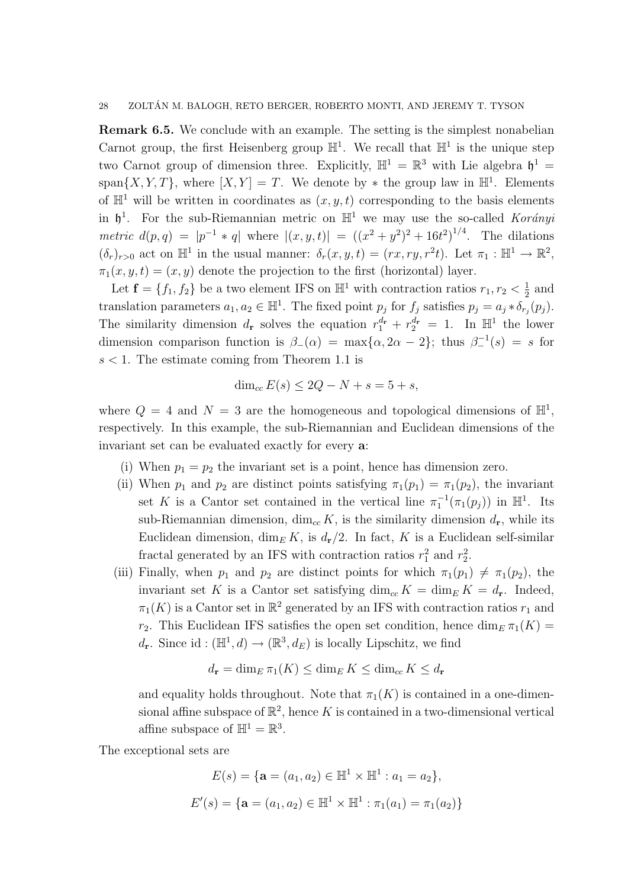**Remark 6.5.** We conclude with an example. The setting is the simplest nonabelian Carnot group, the first Heisenberg group $\mathbb{H}^1$. We recall that $\mathbb{H}^1$ is the unique step two Carnot group of dimension three. Explicitly, $\mathbb{H}^1 = \mathbb{R}^3$ with Lie algebra $\mathfrak{h}^1 = \operatorname{span}\{X, Y, T\}$, where $[X, Y] = T$. We denote by $*$ the group law in $\mathbb{H}^1$. Elements of $\mathbb{H}^1$ will be written in coordinates as $(x, y, t)$ corresponding to the basis elements in $\mathfrak{h}^1$. For the sub-Riemannian metric on $\mathbb{H}^1$ we may use the so-called *Korányi metric* $d(p, q) = |p^{-1} * q|$ where $|(x, y, t)| = ((x^2 + y^2)^2 + 16t^2)^{1/4}$. The dilations $(\delta_r)_{r>0}$ act on $\mathbb{H}^1$ in the usual manner: $\delta_r(x, y, t) = (rx, ry, r^2t)$. Let $\pi_1 : \mathbb{H}^1 \to \mathbb{R}^2$, $\pi_1(x, y, t) = (x, y)$ denote the projection to the first (horizontal) layer.

Let $\mathbf{f} = \{f_1, f_2\}$ be a two element IFS on $\mathbb{H}^1$ with contraction ratios $r_1, r_2 < \frac{1}{2}$ and translation parameters $a_1, a_2 \in \mathbb{H}^1$. The fixed point $p_j$ for $f_j$ satisfies $p_j = a_j * \delta_{r_j}(p_j)$. The similarity dimension $d_{\mathbf{r}}$ solves the equation $r_1^{d_{\mathbf{r}}} + r_2^{d_{\mathbf{r}}} = 1$. In $\mathbb{H}^1$ the lower dimension comparison function is $\beta_-(\alpha) = \max\{\alpha, 2\alpha - 2\}$; thus $\beta_-^{-1}(s) = s$ for $s < 1$. The estimate coming from Theorem 1.1 is

$$\dim_{cc} E(s) \le 2Q - N + s = 5 + s,$$

where $Q = 4$ and $N = 3$ are the homogeneous and topological dimensions of $\mathbb{H}^1$, respectively. In this example, the sub-Riemannian and Euclidean dimensions of the invariant set can be evaluated exactly for every $\mathbf{a}$:

(i) When $p_1 = p_2$ the invariant set is a point, hence has dimension zero.

(ii) When $p_1$ and $p_2$ are distinct points satisfying $\pi_1(p_1) = \pi_1(p_2)$, the invariant set $K$ is a Cantor set contained in the vertical line $\pi_1^{-1}(\pi_1(p_j))$ in $\mathbb{H}^1$. Its sub-Riemannian dimension, $\dim_{cc} K$, is the similarity dimension $d_{\mathbf{r}}$, while its Euclidean dimension, $\dim_E K$, is $d_{\mathbf{r}}/2$. In fact, $K$ is a Euclidean self-similar fractal generated by an IFS with contraction ratios $r_1^2$ and $r_2^2$.

(iii) Finally, when $p_1$ and $p_2$ are distinct points for which $\pi_1(p_1) \ne \pi_1(p_2)$, the invariant set $K$ is a Cantor set satisfying $\dim_{cc} K = \dim_E K = d_{\mathbf{r}}$. Indeed, $\pi_1(K)$ is a Cantor set in $\mathbb{R}^2$ generated by an IFS with contraction ratios $r_1$ and $r_2$. This Euclidean IFS satisfies the open set condition, hence $\dim_E \pi_1(K) = d_{\mathbf{r}}$. Since $\mathrm{id} : (\mathbb{H}^1, d) \to (\mathbb{R}^3, d_E)$ is locally Lipschitz, we find

$$d_{\mathbf{r}} = \dim_E \pi_1(K) \le \dim_E K \le \dim_{cc} K \le d_{\mathbf{r}}$$

and equality holds throughout. Note that $\pi_1(K)$ is contained in a one-dimensional affine subspace of $\mathbb{R}^2$, hence $K$ is contained in a two-dimensional vertical affine subspace of $\mathbb{H}^1 = \mathbb{R}^3$.

The exceptional sets are

$$E(s) = \{\mathbf{a} = (a_1, a_2) \in \mathbb{H}^1 \times \mathbb{H}^1 : a_1 = a_2\},$$

$$E'(s) = \{\mathbf{a} = (a_1, a_2) \in \mathbb{H}^1 \times \mathbb{H}^1 : \pi_1(a_1) = \pi_1(a_2)\}$$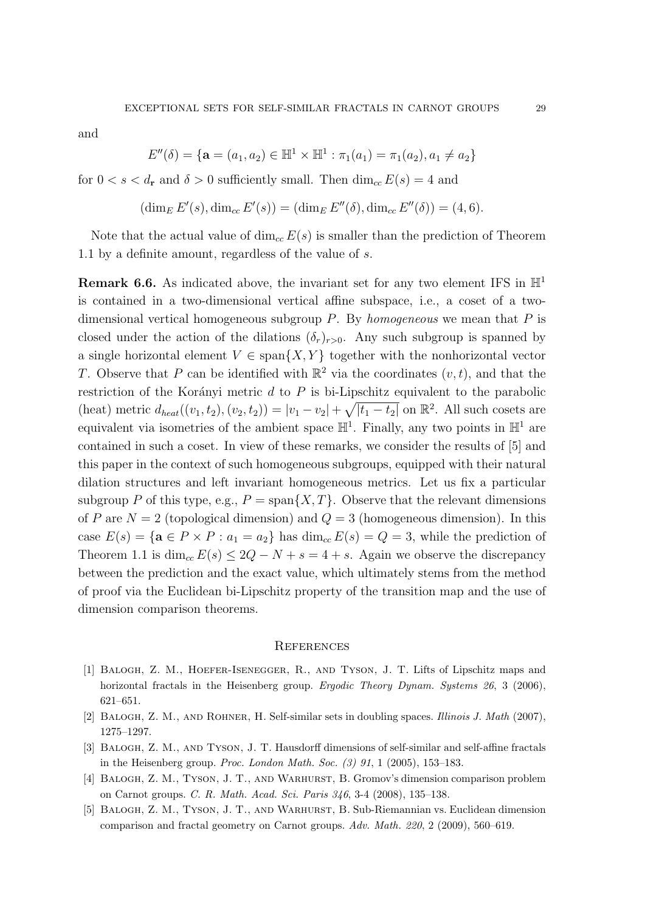and

$$E''(\delta) = \{\mathbf{a} = (a_1, a_2) \in \mathbb{H}^1 \times \mathbb{H}^1 : \pi_1(a_1) = \pi_1(a_2), a_1 \neq a_2\}$$

for $0 < s < d_{\mathbf{r}}$ and $\delta > 0$ sufficiently small. Then $\dim_{cc} E(s) = 4$ and

$$(\dim_E E'(s), \dim_{cc} E'(s)) = (\dim_E E''(\delta), \dim_{cc} E''(\delta)) = (4, 6).$$

Note that the actual value of $\dim_{cc} E(s)$ is smaller than the prediction of Theorem 1.1 by a definite amount, regardless of the value of $s$.

**Remark 6.6.** As indicated above, the invariant set for any two element IFS in $\mathbb{H}^1$ is contained in a two-dimensional vertical affine subspace, i.e., a coset of a two-dimensional vertical homogeneous subgroup $P$. By *homogeneous* we mean that $P$ is closed under the action of the dilations $(\delta_r)_{r>0}$. Any such subgroup is spanned by a single horizontal element $V \in \operatorname{span}\{X, Y\}$ together with the nonhorizontal vector $T$. Observe that $P$ can be identified with $\mathbb{R}^2$ via the coordinates $(v, t)$, and that the restriction of the Korányi metric $d$ to $P$ is bi-Lipschitz equivalent to the parabolic (heat) metric $d_{heat}((v_1, t_2), (v_2, t_2)) = |v_1 - v_2| + \sqrt{|t_1 - t_2|}$ on $\mathbb{R}^2$. All such cosets are equivalent via isometries of the ambient space $\mathbb{H}^1$. Finally, any two points in $\mathbb{H}^1$ are contained in such a coset. In view of these remarks, we consider the results of [5] and this paper in the context of such homogeneous subgroups, equipped with their natural dilation structures and left invariant homogeneous metrics. Let us fix a particular subgroup $P$ of this type, e.g., $P = \operatorname{span}\{X, T\}$. Observe that the relevant dimensions of $P$ are $N = 2$ (topological dimension) and $Q = 3$ (homogeneous dimension). In this case $E(s) = \{\mathbf{a} \in P \times P : a_1 = a_2\}$ has $\dim_{cc} E(s) = Q = 3$, while the prediction of Theorem 1.1 is $\dim_{cc} E(s) \leq 2Q - N + s = 4 + s$. Again we observe the discrepancy between the prediction and the exact value, which ultimately stems from the method of proof via the Euclidean bi-Lipschitz property of the transition map and the use of dimension comparison theorems.

## References

[1] Balogh, Z. M., Hoefer-Isenegger, R., and Tyson, J. T. Lifts of Lipschitz maps and horizontal fractals in the Heisenberg group. *Ergodic Theory Dynam. Systems 26*, 3 (2006), 621–651.

[2] Balogh, Z. M., and Rohner, H. Self-similar sets in doubling spaces. *Illinois J. Math* (2007), 1275–1297.

[3] Balogh, Z. M., and Tyson, J. T. Hausdorff dimensions of self-similar and self-affine fractals in the Heisenberg group. *Proc. London Math. Soc. (3) 91*, 1 (2005), 153–183.

[4] Balogh, Z. M., Tyson, J. T., and Warhurst, B. Gromov's dimension comparison problem on Carnot groups. *C. R. Math. Acad. Sci. Paris 346*, 3-4 (2008), 135–138.

[5] Balogh, Z. M., Tyson, J. T., and Warhurst, B. Sub-Riemannian vs. Euclidean dimension comparison and fractal geometry on Carnot groups. *Adv. Math. 220*, 2 (2009), 560–619.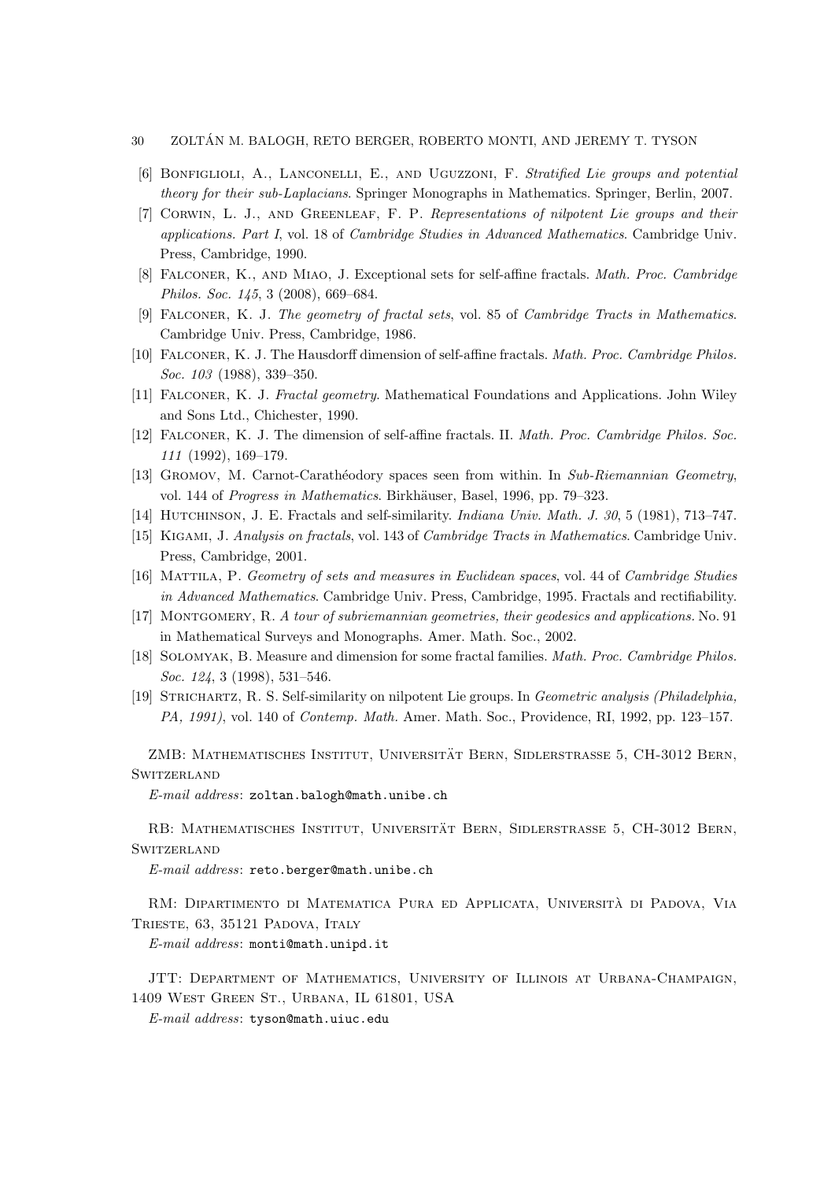[6] Bonfiglioli, A., Lanconelli, E., and Uguzzoni, F. *Stratified Lie groups and potential theory for their sub-Laplacians*. Springer Monographs in Mathematics. Springer, Berlin, 2007.

[7] Corwin, L. J., and Greenleaf, F. P. *Representations of nilpotent Lie groups and their applications. Part I*, vol. 18 of *Cambridge Studies in Advanced Mathematics*. Cambridge Univ. Press, Cambridge, 1990.

[8] Falconer, K., and Miao, J. Exceptional sets for self-affine fractals. *Math. Proc. Cambridge Philos. Soc. 145*, 3 (2008), 669–684.

[9] Falconer, K. J. *The geometry of fractal sets*, vol. 85 of *Cambridge Tracts in Mathematics*. Cambridge Univ. Press, Cambridge, 1986.

[10] Falconer, K. J. The Hausdorff dimension of self-affine fractals. *Math. Proc. Cambridge Philos. Soc. 103* (1988), 339–350.

[11] Falconer, K. J. *Fractal geometry*. Mathematical Foundations and Applications. John Wiley and Sons Ltd., Chichester, 1990.

[12] Falconer, K. J. The dimension of self-affine fractals. II. *Math. Proc. Cambridge Philos. Soc. 111* (1992), 169–179.

[13] Gromov, M. Carnot-Carathéodory spaces seen from within. In *Sub-Riemannian Geometry*, vol. 144 of *Progress in Mathematics*. Birkhäuser, Basel, 1996, pp. 79–323.

[14] Hutchinson, J. E. Fractals and self-similarity. *Indiana Univ. Math. J. 30*, 5 (1981), 713–747.

[15] Kigami, J. *Analysis on fractals*, vol. 143 of *Cambridge Tracts in Mathematics*. Cambridge Univ. Press, Cambridge, 2001.

[16] Mattila, P. *Geometry of sets and measures in Euclidean spaces*, vol. 44 of *Cambridge Studies in Advanced Mathematics*. Cambridge Univ. Press, Cambridge, 1995. Fractals and rectifiability.

[17] Montgomery, R. *A tour of subriemannian geometries, their geodesics and applications.* No. 91 in Mathematical Surveys and Monographs. Amer. Math. Soc., 2002.

[18] Solomyak, B. Measure and dimension for some fractal families. *Math. Proc. Cambridge Philos. Soc. 124*, 3 (1998), 531–546.

[19] Strichartz, R. S. Self-similarity on nilpotent Lie groups. In *Geometric analysis (Philadelphia, PA, 1991)*, vol. 140 of *Contemp. Math.* Amer. Math. Soc., Providence, RI, 1992, pp. 123–157.

ZMB: Mathematisches Institut, Universität Bern, Sidlerstrasse 5, CH-3012 Bern, Switzerland

*E-mail address*: zoltan.balogh@math.unibe.ch

RB: Mathematisches Institut, Universität Bern, Sidlerstrasse 5, CH-3012 Bern, Switzerland

*E-mail address*: reto.berger@math.unibe.ch

RM: Dipartimento di Matematica Pura ed Applicata, Università di Padova, Via Trieste, 63, 35121 Padova, Italy

*E-mail address*: monti@math.unipd.it

JTT: Department of Mathematics, University of Illinois at Urbana-Champaign, 1409 West Green St., Urbana, IL 61801, USA

*E-mail address*: tyson@math.uiuc.edu